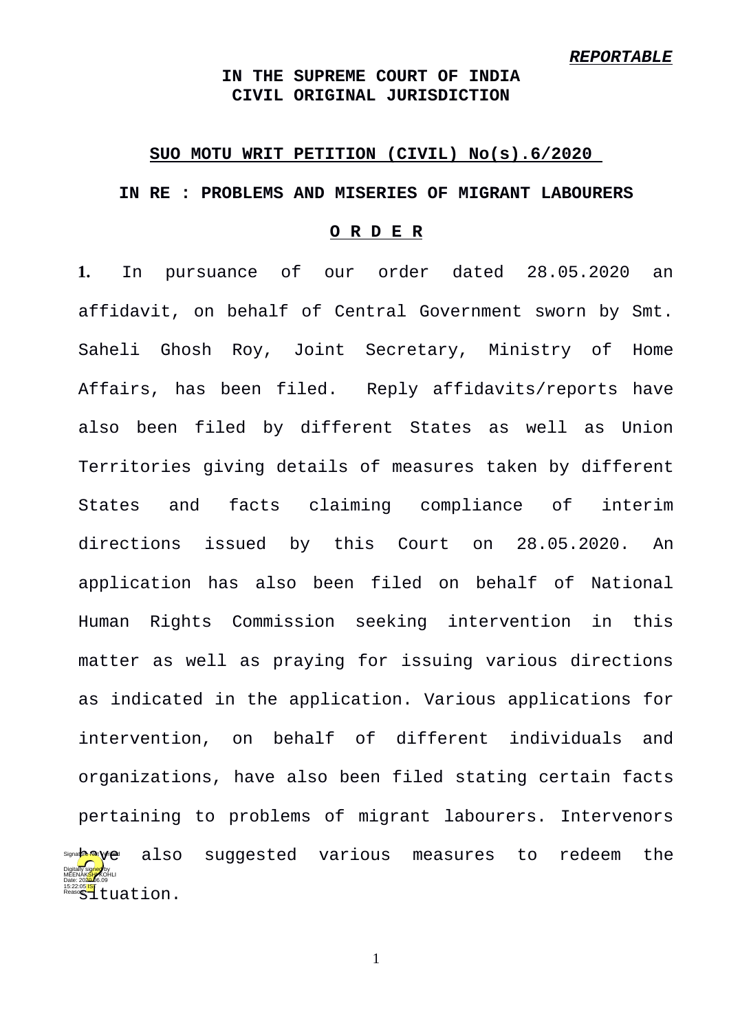***REPORTABLE***

**IN THE SUPREME COURT OF INDIA**
**CIVIL ORIGINAL JURISDICTION**

**SUO MOTU WRIT PETITION (CIVIL) No(s).6/2020**

**IN RE : PROBLEMS AND MISERIES OF MIGRANT LABOURERS**

**O R D E R**

**1.** In pursuance of our order dated 28.05.2020 an affidavit, on behalf of Central Government sworn by Smt. Saheli Ghosh Roy, Joint Secretary, Ministry of Home Affairs, has been filed. Reply affidavits/reports have also been filed by different States as well as Union Territories giving details of measures taken by different States and facts claiming compliance of interim directions issued by this Court on 28.05.2020. An application has also been filed on behalf of National Human Rights Commission seeking intervention in this matter as well as praying for issuing various directions as indicated in the application. Various applications for intervention, on behalf of different individuals and organizations, have also been filed stating certain facts pertaining to problems of migrant labourers. Intervenors have also suggested various measures to redeem the situation.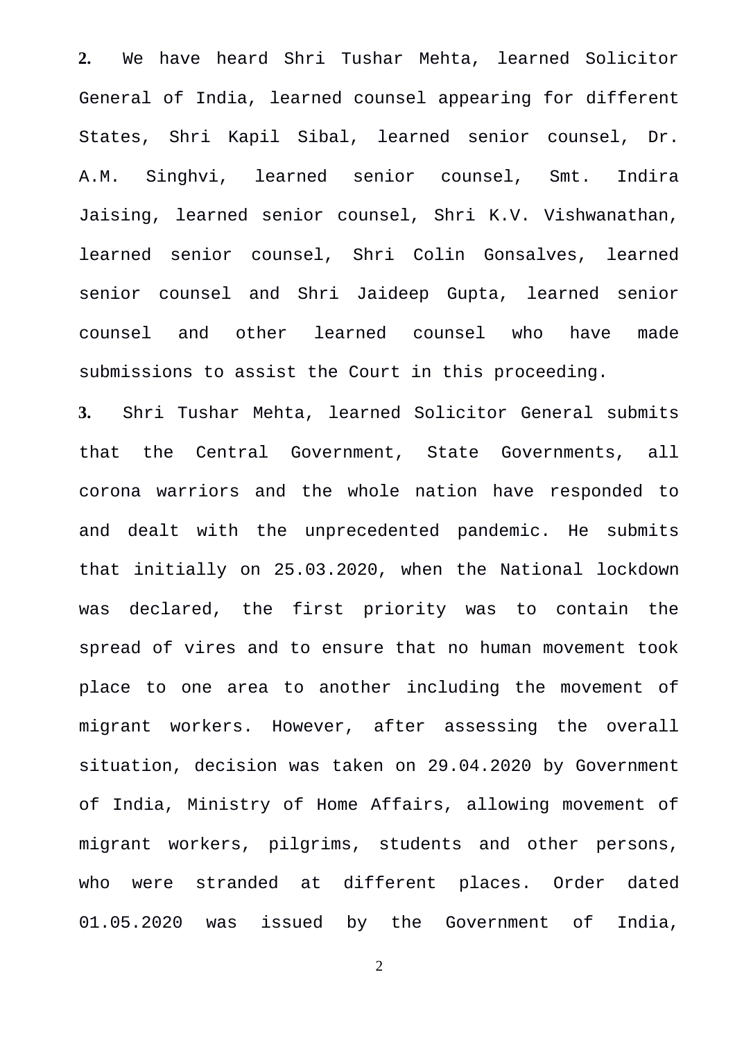**2.** We have heard Shri Tushar Mehta, learned Solicitor General of India, learned counsel appearing for different States, Shri Kapil Sibal, learned senior counsel, Dr. A.M. Singhvi, learned senior counsel, Smt. Indira Jaising, learned senior counsel, Shri K.V. Vishwanathan, learned senior counsel, Shri Colin Gonsalves, learned senior counsel and Shri Jaideep Gupta, learned senior counsel and other learned counsel who have made submissions to assist the Court in this proceeding.

**3.** Shri Tushar Mehta, learned Solicitor General submits that the Central Government, State Governments, all corona warriors and the whole nation have responded to and dealt with the unprecedented pandemic. He submits that initially on 25.03.2020, when the National lockdown was declared, the first priority was to contain the spread of vires and to ensure that no human movement took place to one area to another including the movement of migrant workers. However, after assessing the overall situation, decision was taken on 29.04.2020 by Government of India, Ministry of Home Affairs, allowing movement of migrant workers, pilgrims, students and other persons, who were stranded at different places. Order dated 01.05.2020 was issued by the Government of India,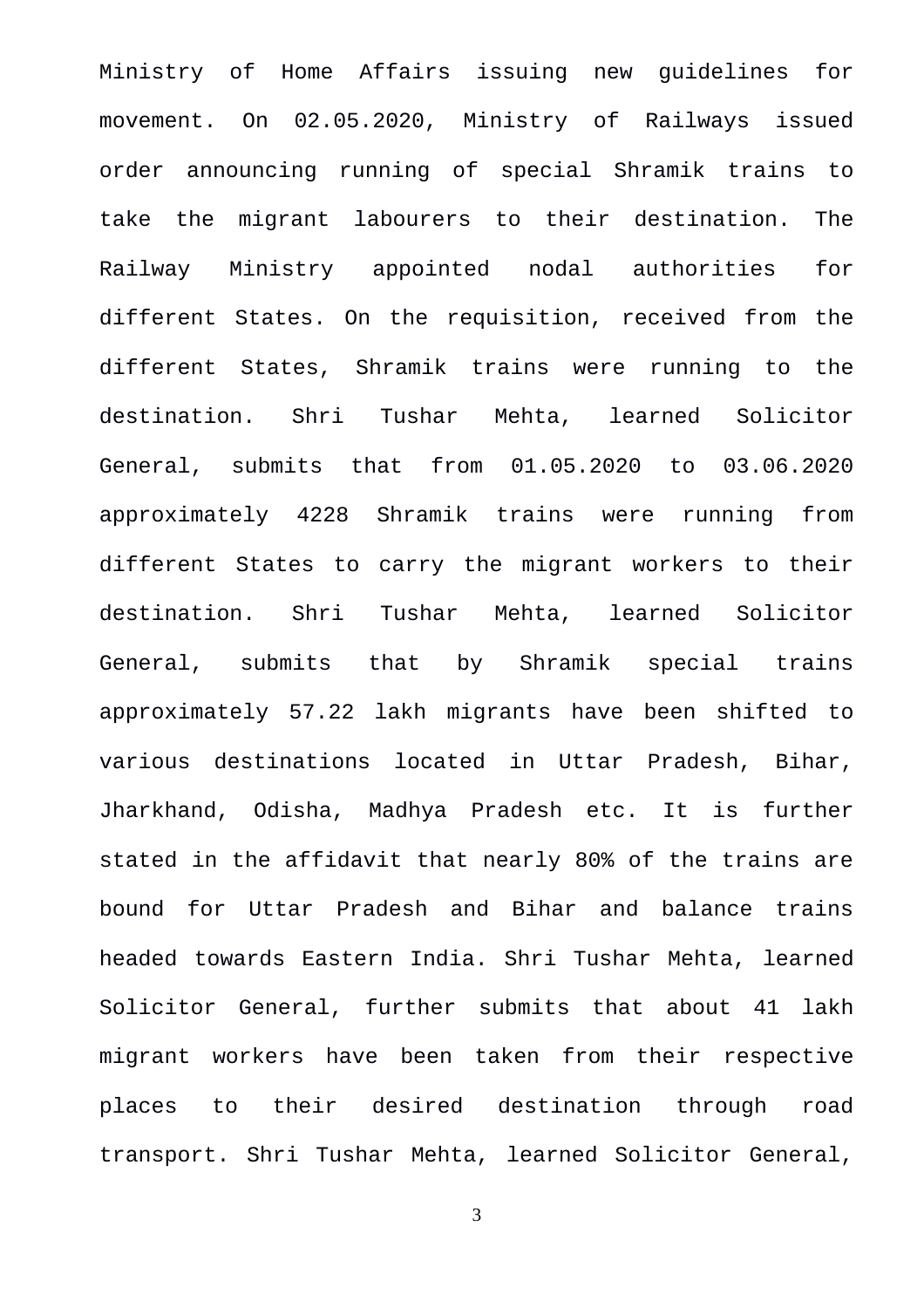Ministry of Home Affairs issuing new guidelines for movement. On 02.05.2020, Ministry of Railways issued order announcing running of special Shramik trains to take the migrant labourers to their destination. The Railway Ministry appointed nodal authorities for different States. On the requisition, received from the different States, Shramik trains were running to the destination. Shri Tushar Mehta, learned Solicitor General, submits that from 01.05.2020 to 03.06.2020 approximately 4228 Shramik trains were running from different States to carry the migrant workers to their destination. Shri Tushar Mehta, learned Solicitor General, submits that by Shramik special trains approximately 57.22 lakh migrants have been shifted to various destinations located in Uttar Pradesh, Bihar, Jharkhand, Odisha, Madhya Pradesh etc. It is further stated in the affidavit that nearly 80% of the trains are bound for Uttar Pradesh and Bihar and balance trains headed towards Eastern India. Shri Tushar Mehta, learned Solicitor General, further submits that about 41 lakh migrant workers have been taken from their respective places to their desired destination through road transport. Shri Tushar Mehta, learned Solicitor General,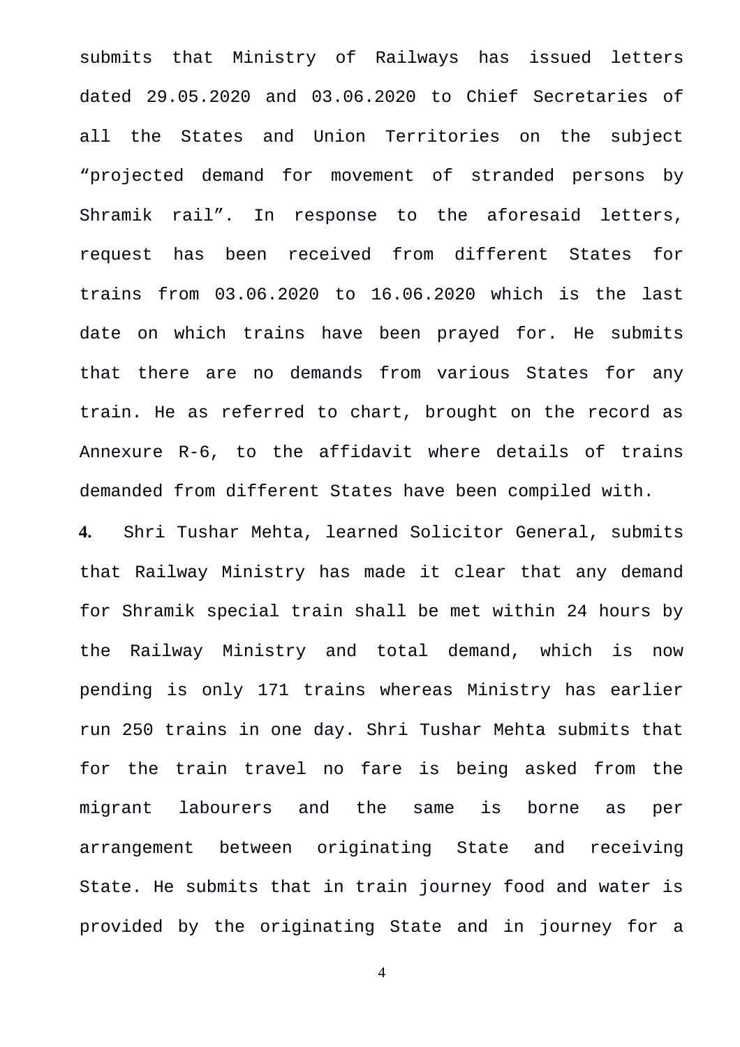submits that Ministry of Railways has issued letters dated 29.05.2020 and 03.06.2020 to Chief Secretaries of all the States and Union Territories on the subject "projected demand for movement of stranded persons by Shramik rail". In response to the aforesaid letters, request has been received from different States for trains from 03.06.2020 to 16.06.2020 which is the last date on which trains have been prayed for. He submits that there are no demands from various States for any train. He as referred to chart, brought on the record as Annexure R-6, to the affidavit where details of trains demanded from different States have been compiled with.

**4.** Shri Tushar Mehta, learned Solicitor General, submits that Railway Ministry has made it clear that any demand for Shramik special train shall be met within 24 hours by the Railway Ministry and total demand, which is now pending is only 171 trains whereas Ministry has earlier run 250 trains in one day. Shri Tushar Mehta submits that for the train travel no fare is being asked from the migrant labourers and the same is borne as per arrangement between originating State and receiving State. He submits that in train journey food and water is provided by the originating State and in journey for a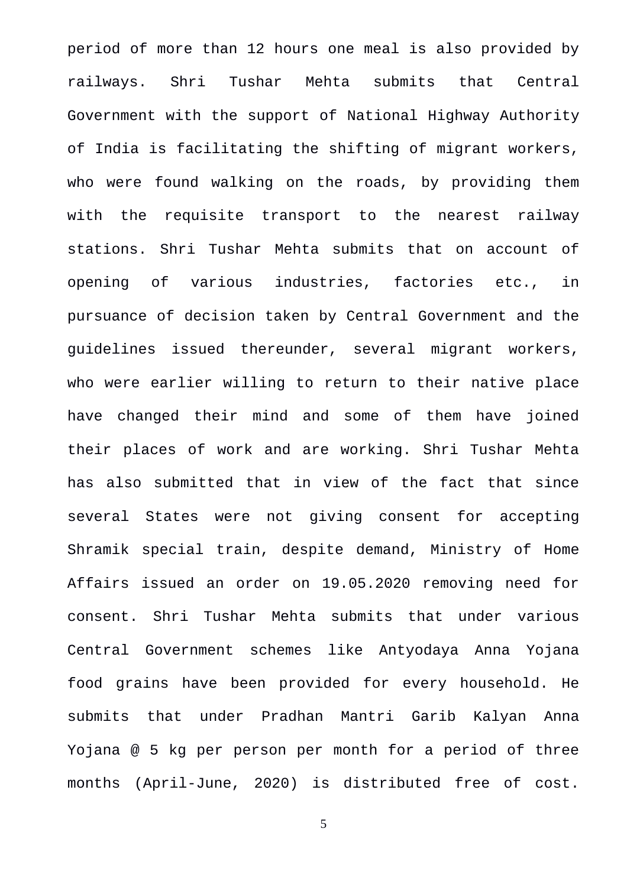period of more than 12 hours one meal is also provided by railways. Shri Tushar Mehta submits that Central Government with the support of National Highway Authority of India is facilitating the shifting of migrant workers, who were found walking on the roads, by providing them with the requisite transport to the nearest railway stations. Shri Tushar Mehta submits that on account of opening of various industries, factories etc., in pursuance of decision taken by Central Government and the guidelines issued thereunder, several migrant workers, who were earlier willing to return to their native place have changed their mind and some of them have joined their places of work and are working. Shri Tushar Mehta has also submitted that in view of the fact that since several States were not giving consent for accepting Shramik special train, despite demand, Ministry of Home Affairs issued an order on 19.05.2020 removing need for consent. Shri Tushar Mehta submits that under various Central Government schemes like Antyodaya Anna Yojana food grains have been provided for every household. He submits that under Pradhan Mantri Garib Kalyan Anna Yojana @ 5 kg per person per month for a period of three months (April-June, 2020) is distributed free of cost.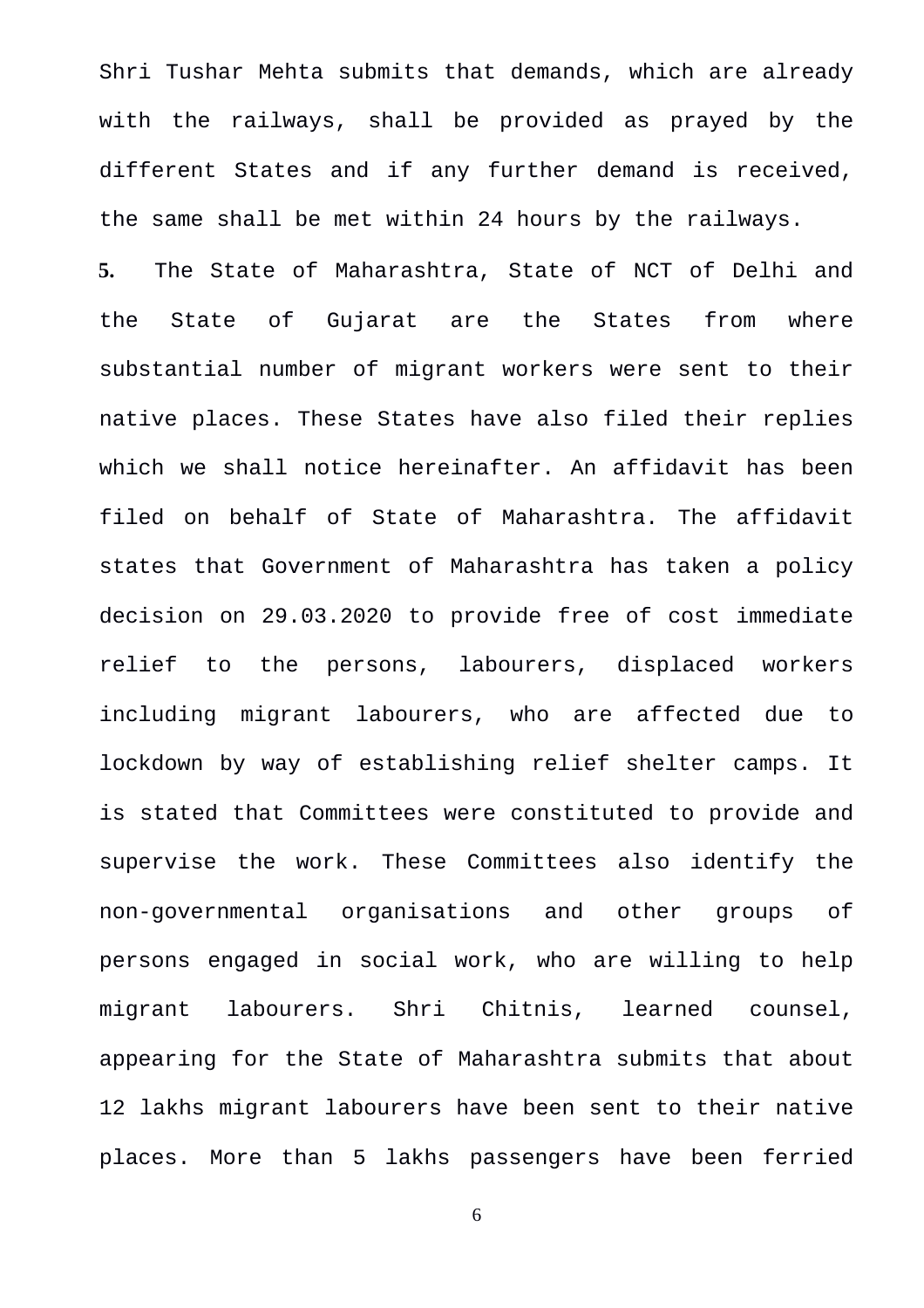Shri Tushar Mehta submits that demands, which are already with the railways, shall be provided as prayed by the different States and if any further demand is received, the same shall be met within 24 hours by the railways.

**5.** The State of Maharashtra, State of NCT of Delhi and the State of Gujarat are the States from where substantial number of migrant workers were sent to their native places. These States have also filed their replies which we shall notice hereinafter. An affidavit has been filed on behalf of State of Maharashtra. The affidavit states that Government of Maharashtra has taken a policy decision on 29.03.2020 to provide free of cost immediate relief to the persons, labourers, displaced workers including migrant labourers, who are affected due to lockdown by way of establishing relief shelter camps. It is stated that Committees were constituted to provide and supervise the work. These Committees also identify the non-governmental organisations and other groups of persons engaged in social work, who are willing to help migrant labourers. Shri Chitnis, learned counsel, appearing for the State of Maharashtra submits that about 12 lakhs migrant labourers have been sent to their native places. More than 5 lakhs passengers have been ferried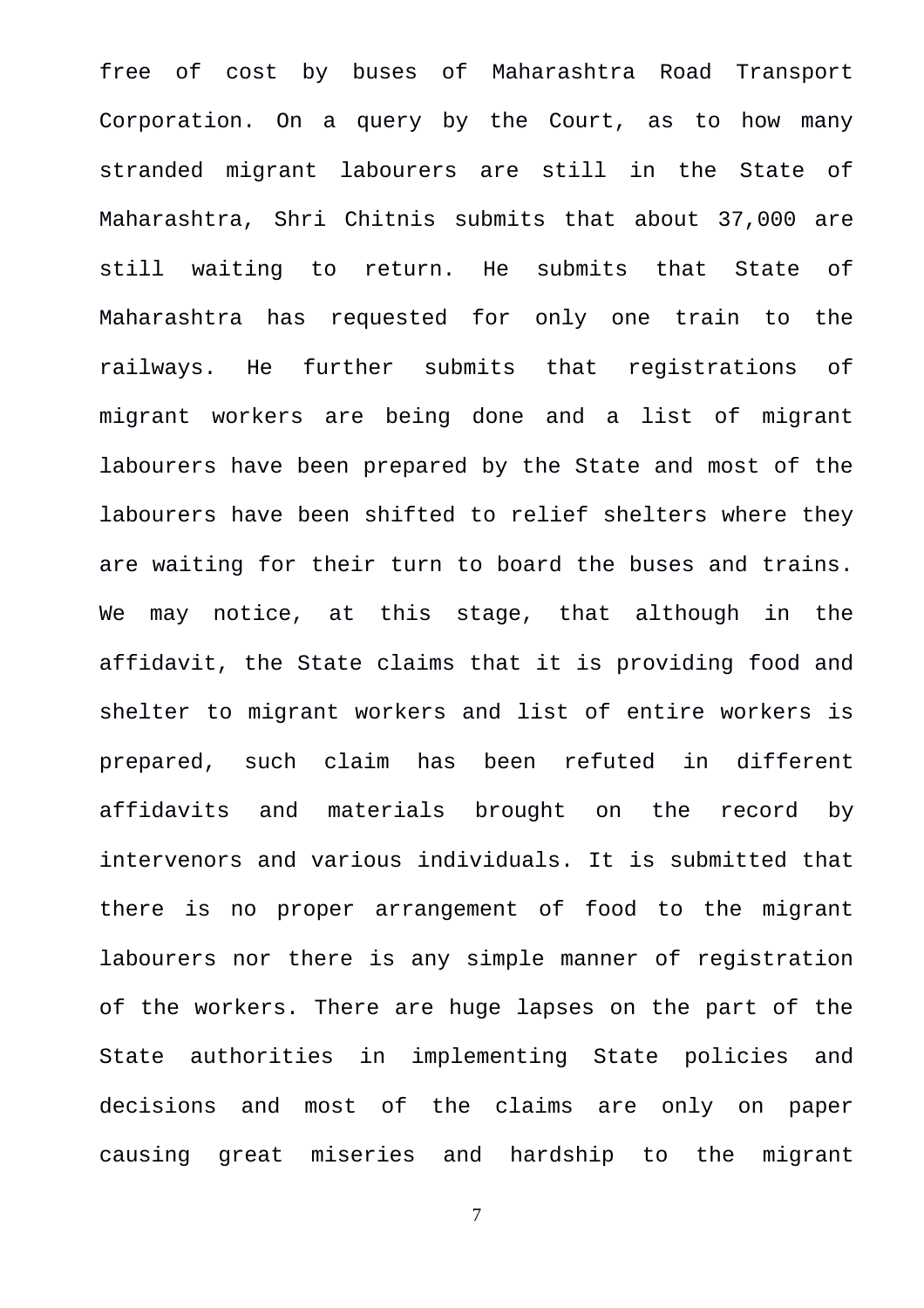free of cost by buses of Maharashtra Road Transport Corporation. On a query by the Court, as to how many stranded migrant labourers are still in the State of Maharashtra, Shri Chitnis submits that about 37,000 are still waiting to return. He submits that State of Maharashtra has requested for only one train to the railways. He further submits that registrations of migrant workers are being done and a list of migrant labourers have been prepared by the State and most of the labourers have been shifted to relief shelters where they are waiting for their turn to board the buses and trains. We may notice, at this stage, that although in the affidavit, the State claims that it is providing food and shelter to migrant workers and list of entire workers is prepared, such claim has been refuted in different affidavits and materials brought on the record by intervenors and various individuals. It is submitted that there is no proper arrangement of food to the migrant labourers nor there is any simple manner of registration of the workers. There are huge lapses on the part of the State authorities in implementing State policies and decisions and most of the claims are only on paper causing great miseries and hardship to the migrant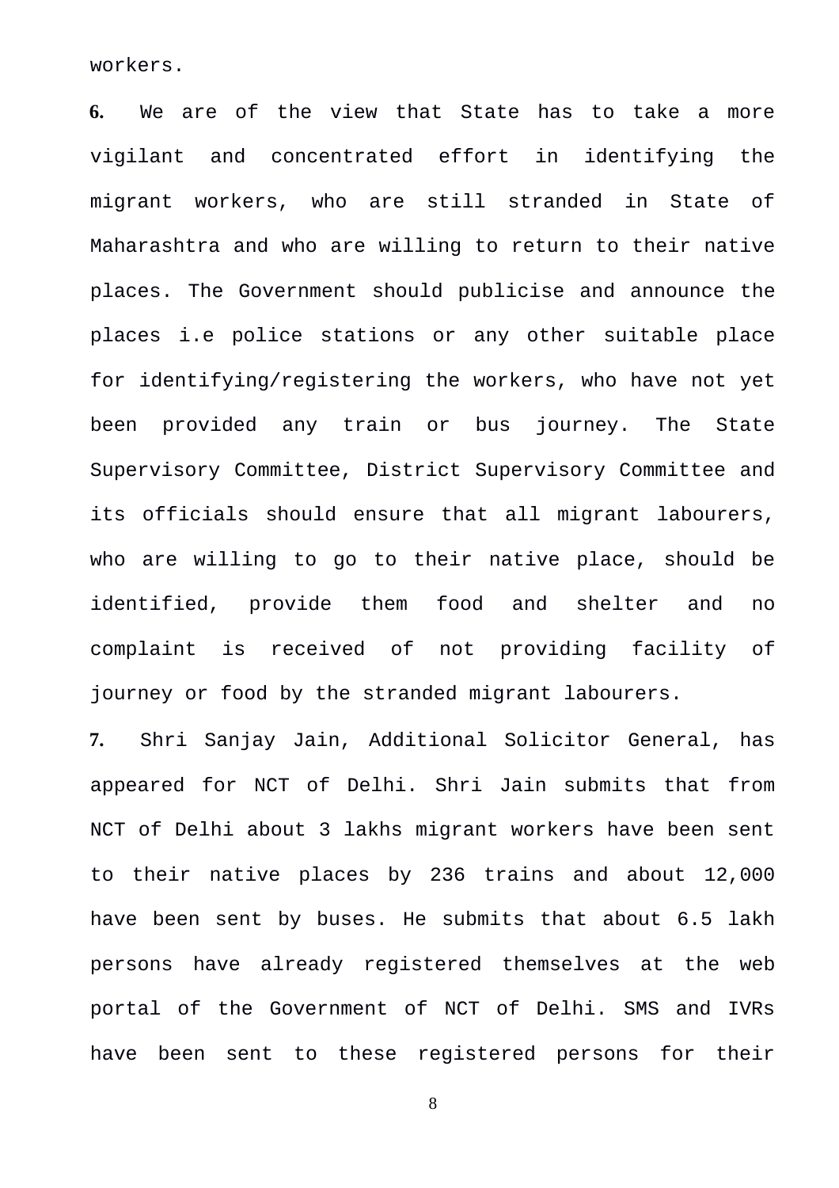workers.

**6.** We are of the view that State has to take a more vigilant and concentrated effort in identifying the migrant workers, who are still stranded in State of Maharashtra and who are willing to return to their native places. The Government should publicise and announce the places i.e police stations or any other suitable place for identifying/registering the workers, who have not yet been provided any train or bus journey. The State Supervisory Committee, District Supervisory Committee and its officials should ensure that all migrant labourers, who are willing to go to their native place, should be identified, provide them food and shelter and no complaint is received of not providing facility of journey or food by the stranded migrant labourers.

**7.** Shri Sanjay Jain, Additional Solicitor General, has appeared for NCT of Delhi. Shri Jain submits that from NCT of Delhi about 3 lakhs migrant workers have been sent to their native places by 236 trains and about 12,000 have been sent by buses. He submits that about 6.5 lakh persons have already registered themselves at the web portal of the Government of NCT of Delhi. SMS and IVRs have been sent to these registered persons for their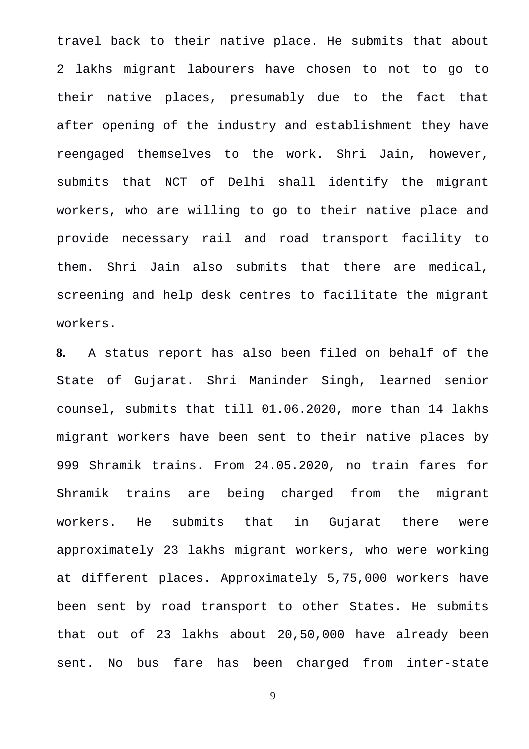travel back to their native place. He submits that about 2 lakhs migrant labourers have chosen to not to go to their native places, presumably due to the fact that after opening of the industry and establishment they have reengaged themselves to the work. Shri Jain, however, submits that NCT of Delhi shall identify the migrant workers, who are willing to go to their native place and provide necessary rail and road transport facility to them. Shri Jain also submits that there are medical, screening and help desk centres to facilitate the migrant workers.

**8.** A status report has also been filed on behalf of the State of Gujarat. Shri Maninder Singh, learned senior counsel, submits that till 01.06.2020, more than 14 lakhs migrant workers have been sent to their native places by 999 Shramik trains. From 24.05.2020, no train fares for Shramik trains are being charged from the migrant workers. He submits that in Gujarat there were approximately 23 lakhs migrant workers, who were working at different places. Approximately 5,75,000 workers have been sent by road transport to other States. He submits that out of 23 lakhs about 20,50,000 have already been sent. No bus fare has been charged from inter-state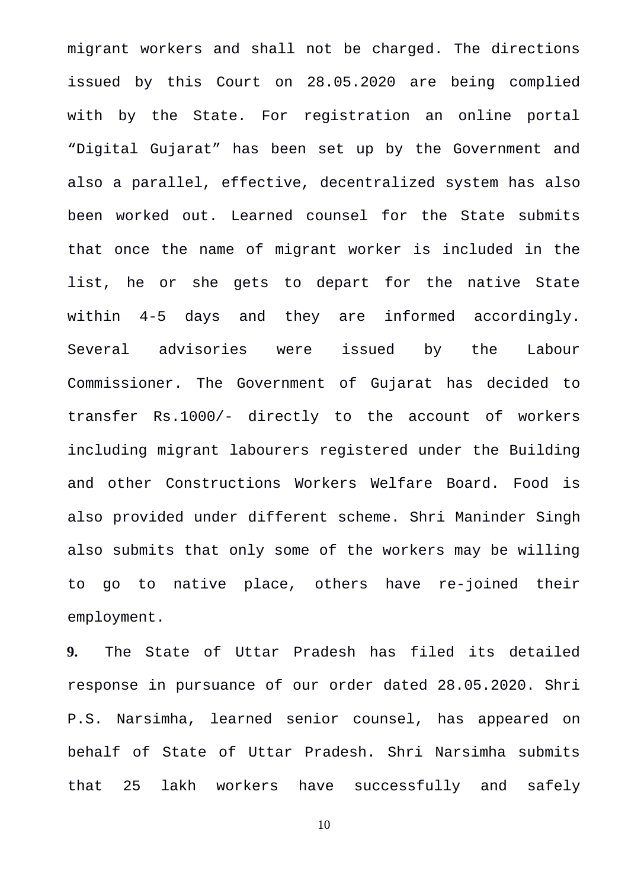migrant workers and shall not be charged. The directions issued by this Court on 28.05.2020 are being complied with by the State. For registration an online portal “Digital Gujarat” has been set up by the Government and also a parallel, effective, decentralized system has also been worked out. Learned counsel for the State submits that once the name of migrant worker is included in the list, he or she gets to depart for the native State within 4-5 days and they are informed accordingly. Several advisories were issued by the Labour Commissioner. The Government of Gujarat has decided to transfer Rs.1000/- directly to the account of workers including migrant labourers registered under the Building and other Constructions Workers Welfare Board. Food is also provided under different scheme. Shri Maninder Singh also submits that only some of the workers may be willing to go to native place, others have re-joined their employment.

**9.** The State of Uttar Pradesh has filed its detailed response in pursuance of our order dated 28.05.2020. Shri P.S. Narsimha, learned senior counsel, has appeared on behalf of State of Uttar Pradesh. Shri Narsimha submits that 25 lakh workers have successfully and safely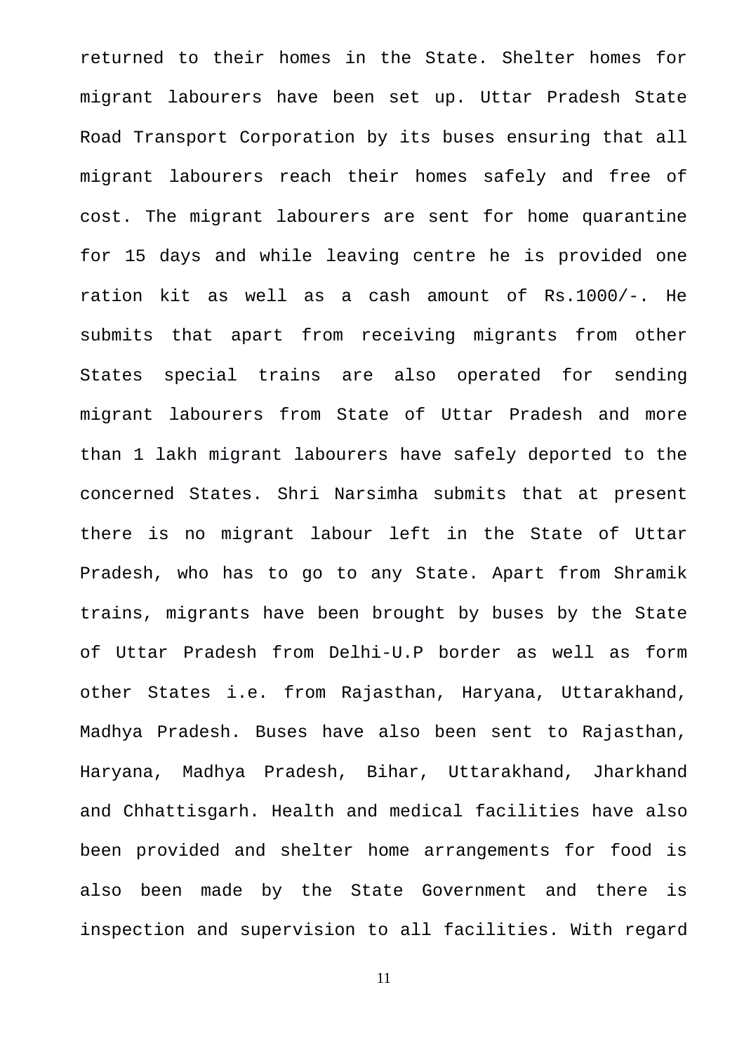returned to their homes in the State. Shelter homes for migrant labourers have been set up. Uttar Pradesh State Road Transport Corporation by its buses ensuring that all migrant labourers reach their homes safely and free of cost. The migrant labourers are sent for home quarantine for 15 days and while leaving centre he is provided one ration kit as well as a cash amount of Rs.1000/-. He submits that apart from receiving migrants from other States special trains are also operated for sending migrant labourers from State of Uttar Pradesh and more than 1 lakh migrant labourers have safely deported to the concerned States. Shri Narsimha submits that at present there is no migrant labour left in the State of Uttar Pradesh, who has to go to any State. Apart from Shramik trains, migrants have been brought by buses by the State of Uttar Pradesh from Delhi-U.P border as well as form other States i.e. from Rajasthan, Haryana, Uttarakhand, Madhya Pradesh. Buses have also been sent to Rajasthan, Haryana, Madhya Pradesh, Bihar, Uttarakhand, Jharkhand and Chhattisgarh. Health and medical facilities have also been provided and shelter home arrangements for food is also been made by the State Government and there is inspection and supervision to all facilities. With regard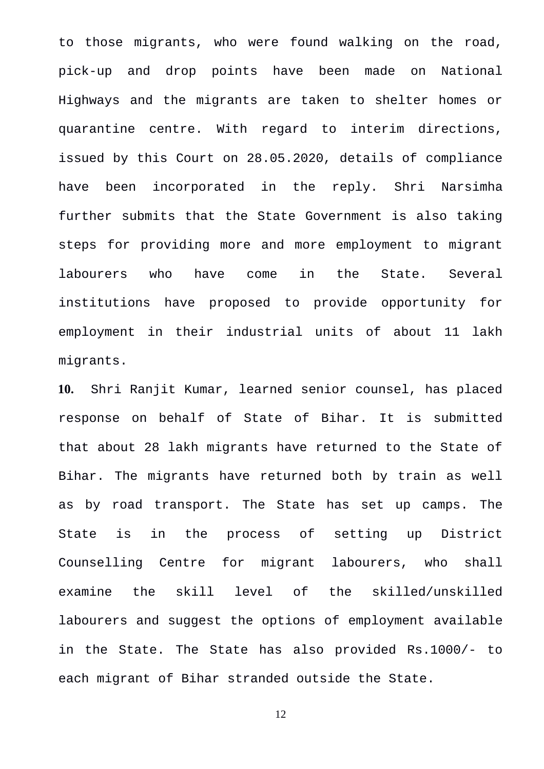to those migrants, who were found walking on the road, pick-up and drop points have been made on National Highways and the migrants are taken to shelter homes or quarantine centre. With regard to interim directions, issued by this Court on 28.05.2020, details of compliance have been incorporated in the reply. Shri Narsimha further submits that the State Government is also taking steps for providing more and more employment to migrant labourers who have come in the State. Several institutions have proposed to provide opportunity for employment in their industrial units of about 11 lakh migrants.

**10.** Shri Ranjit Kumar, learned senior counsel, has placed response on behalf of State of Bihar. It is submitted that about 28 lakh migrants have returned to the State of Bihar. The migrants have returned both by train as well as by road transport. The State has set up camps. The State is in the process of setting up District Counselling Centre for migrant labourers, who shall examine the skill level of the skilled/unskilled labourers and suggest the options of employment available in the State. The State has also provided Rs.1000/- to each migrant of Bihar stranded outside the State.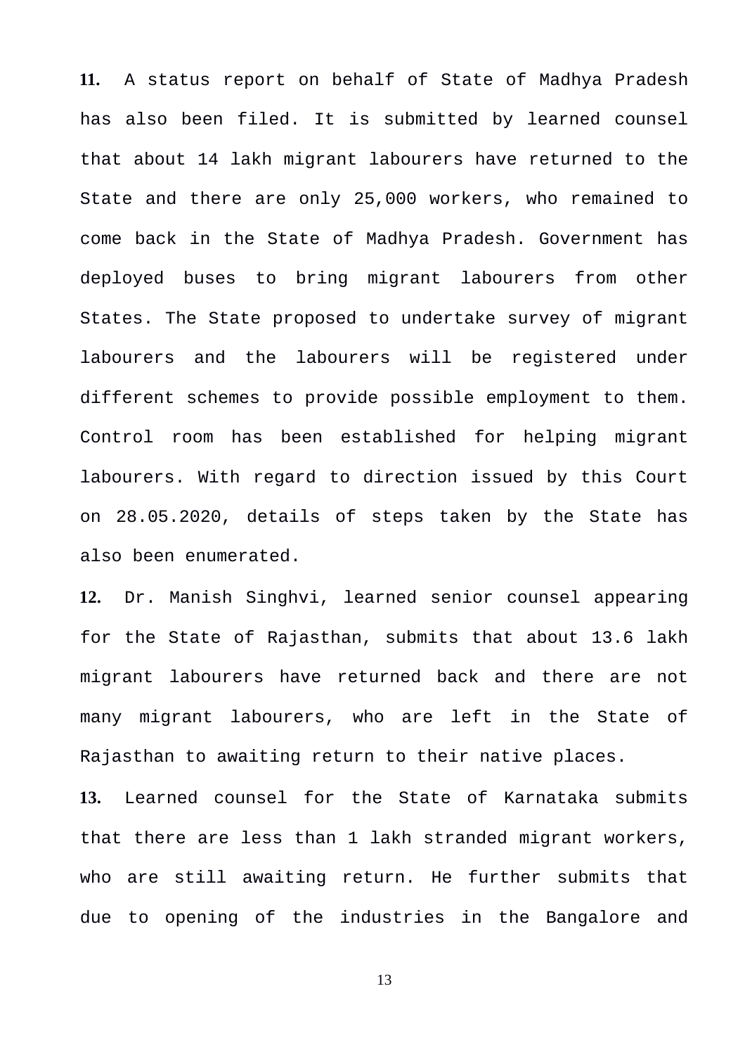**11.** A status report on behalf of State of Madhya Pradesh has also been filed. It is submitted by learned counsel that about 14 lakh migrant labourers have returned to the State and there are only 25,000 workers, who remained to come back in the State of Madhya Pradesh. Government has deployed buses to bring migrant labourers from other States. The State proposed to undertake survey of migrant labourers and the labourers will be registered under different schemes to provide possible employment to them. Control room has been established for helping migrant labourers. With regard to direction issued by this Court on 28.05.2020, details of steps taken by the State has also been enumerated.

**12.** Dr. Manish Singhvi, learned senior counsel appearing for the State of Rajasthan, submits that about 13.6 lakh migrant labourers have returned back and there are not many migrant labourers, who are left in the State of Rajasthan to awaiting return to their native places.

**13.** Learned counsel for the State of Karnataka submits that there are less than 1 lakh stranded migrant workers, who are still awaiting return. He further submits that due to opening of the industries in the Bangalore and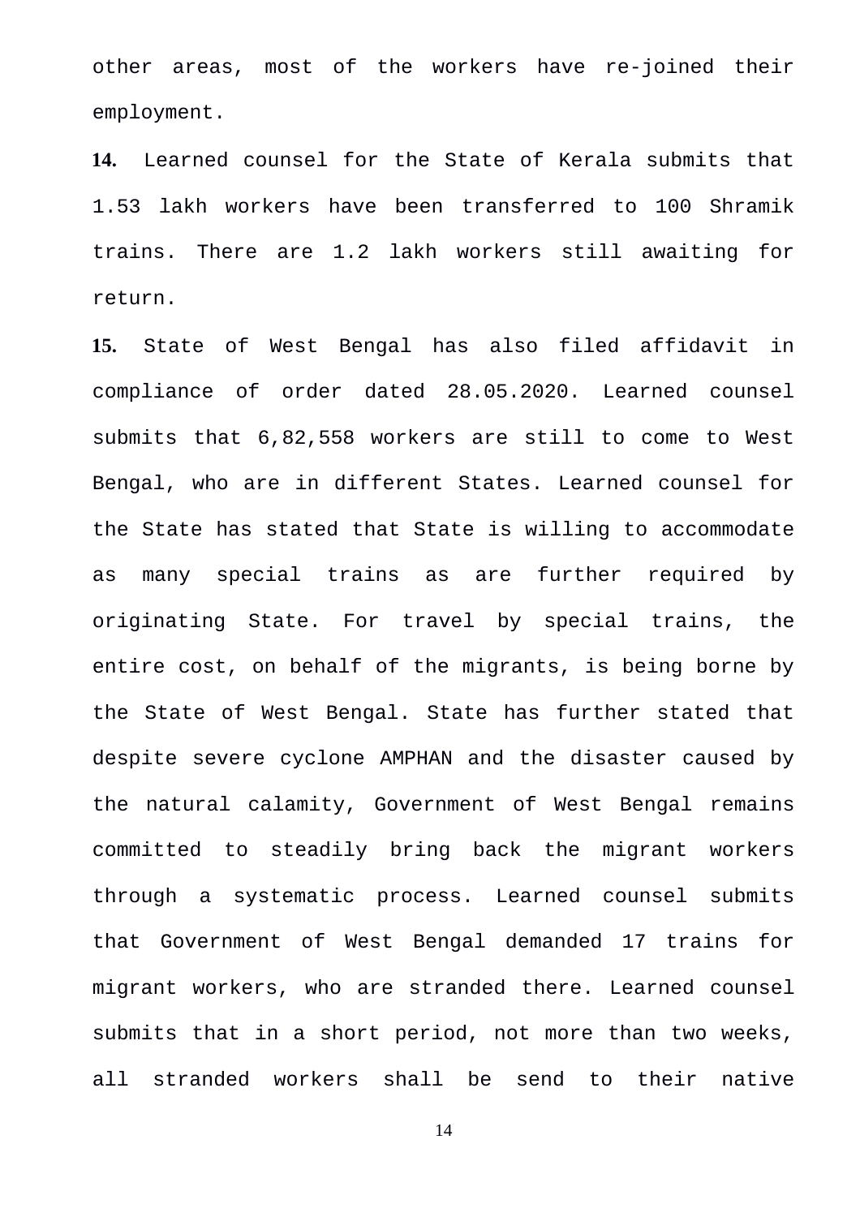other areas, most of the workers have re-joined their employment.

**14.** Learned counsel for the State of Kerala submits that 1.53 lakh workers have been transferred to 100 Shramik trains. There are 1.2 lakh workers still awaiting for return.

**15.** State of West Bengal has also filed affidavit in compliance of order dated 28.05.2020. Learned counsel submits that 6,82,558 workers are still to come to West Bengal, who are in different States. Learned counsel for the State has stated that State is willing to accommodate as many special trains as are further required by originating State. For travel by special trains, the entire cost, on behalf of the migrants, is being borne by the State of West Bengal. State has further stated that despite severe cyclone AMPHAN and the disaster caused by the natural calamity, Government of West Bengal remains committed to steadily bring back the migrant workers through a systematic process. Learned counsel submits that Government of West Bengal demanded 17 trains for migrant workers, who are stranded there. Learned counsel submits that in a short period, not more than two weeks, all stranded workers shall be send to their native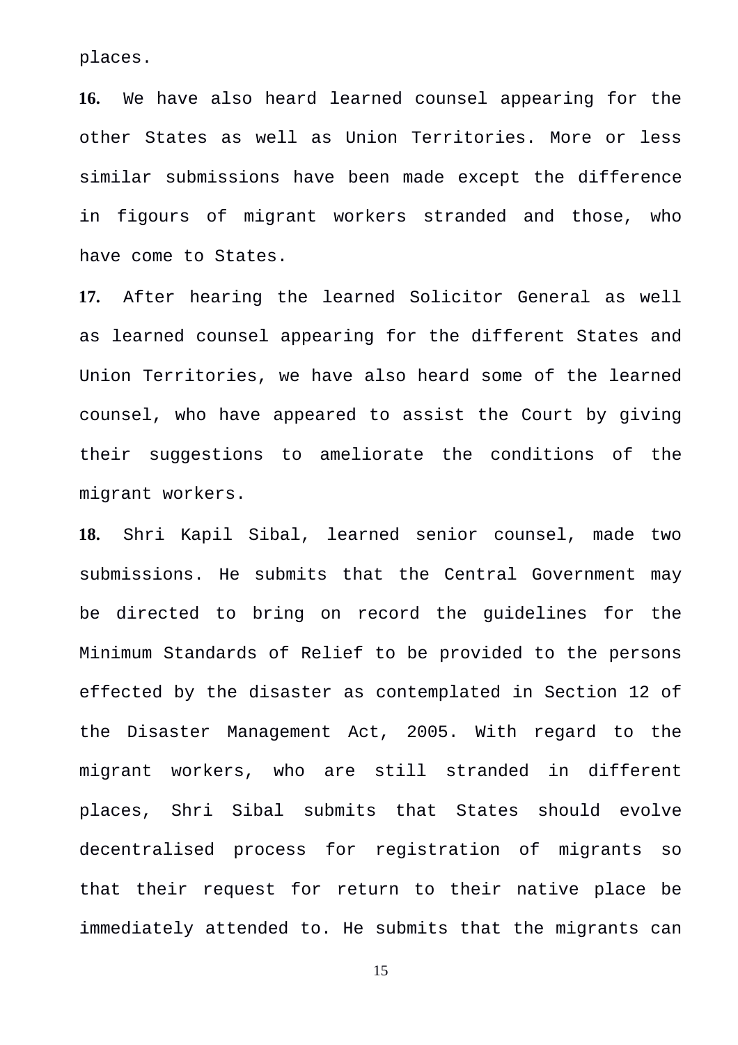places.

**16.** We have also heard learned counsel appearing for the other States as well as Union Territories. More or less similar submissions have been made except the difference in figours of migrant workers stranded and those, who have come to States.

**17.** After hearing the learned Solicitor General as well as learned counsel appearing for the different States and Union Territories, we have also heard some of the learned counsel, who have appeared to assist the Court by giving their suggestions to ameliorate the conditions of the migrant workers.

**18.** Shri Kapil Sibal, learned senior counsel, made two submissions. He submits that the Central Government may be directed to bring on record the guidelines for the Minimum Standards of Relief to be provided to the persons effected by the disaster as contemplated in Section 12 of the Disaster Management Act, 2005. With regard to the migrant workers, who are still stranded in different places, Shri Sibal submits that States should evolve decentralised process for registration of migrants so that their request for return to their native place be immediately attended to. He submits that the migrants can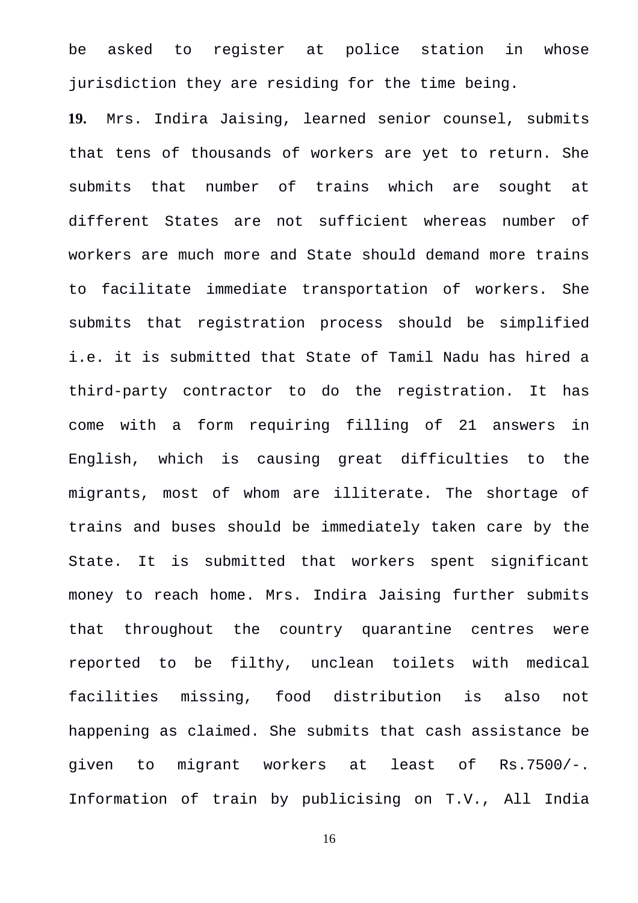be asked to register at police station in whose jurisdiction they are residing for the time being.

**19.** Mrs. Indira Jaising, learned senior counsel, submits that tens of thousands of workers are yet to return. She submits that number of trains which are sought at different States are not sufficient whereas number of workers are much more and State should demand more trains to facilitate immediate transportation of workers. She submits that registration process should be simplified i.e. it is submitted that State of Tamil Nadu has hired a third-party contractor to do the registration. It has come with a form requiring filling of 21 answers in English, which is causing great difficulties to the migrants, most of whom are illiterate. The shortage of trains and buses should be immediately taken care by the State. It is submitted that workers spent significant money to reach home. Mrs. Indira Jaising further submits that throughout the country quarantine centres were reported to be filthy, unclean toilets with medical facilities missing, food distribution is also not happening as claimed. She submits that cash assistance be given to migrant workers at least of Rs.7500/-. Information of train by publicising on T.V., All India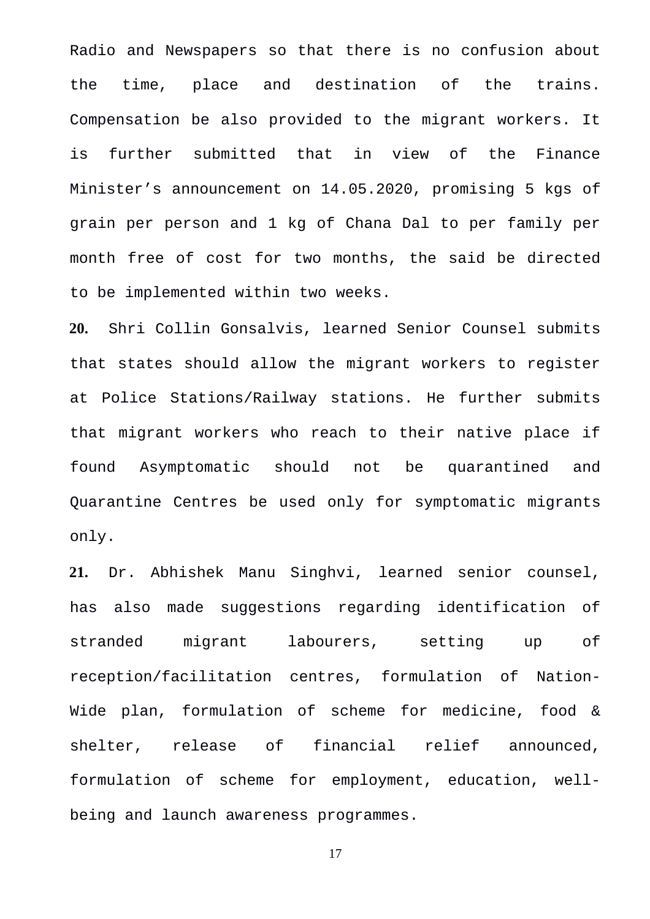Radio and Newspapers so that there is no confusion about the time, place and destination of the trains. Compensation be also provided to the migrant workers. It is further submitted that in view of the Finance Minister’s announcement on 14.05.2020, promising 5 kgs of grain per person and 1 kg of Chana Dal to per family per month free of cost for two months, the said be directed to be implemented within two weeks.

**20.** Shri Collin Gonsalvis, learned Senior Counsel submits that states should allow the migrant workers to register at Police Stations/Railway stations. He further submits that migrant workers who reach to their native place if found Asymptomatic should not be quarantined and Quarantine Centres be used only for symptomatic migrants only.

**21.** Dr. Abhishek Manu Singhvi, learned senior counsel, has also made suggestions regarding identification of stranded migrant labourers, setting up of reception/facilitation centres, formulation of Nation-Wide plan, formulation of scheme for medicine, food & shelter, release of financial relief announced, formulation of scheme for employment, education, well-being and launch awareness programmes.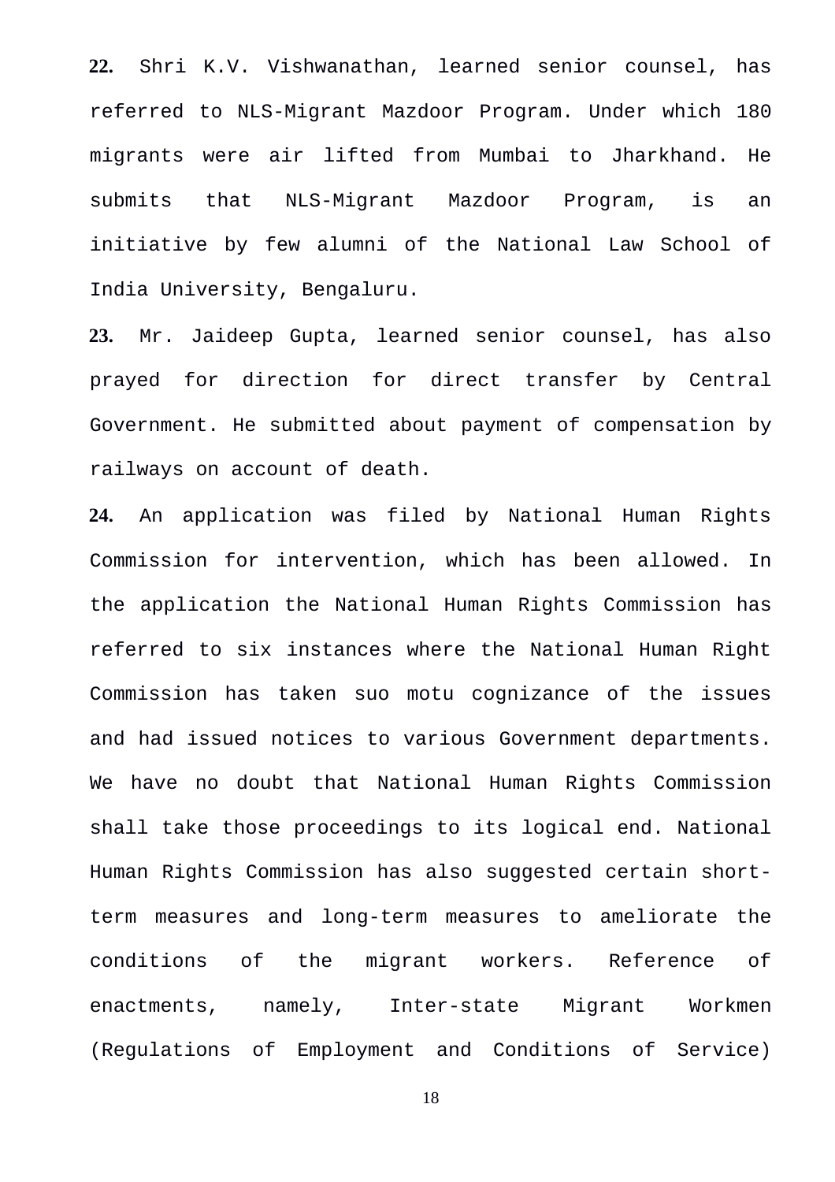**22.** Shri K.V. Vishwanathan, learned senior counsel, has referred to NLS-Migrant Mazdoor Program. Under which 180 migrants were air lifted from Mumbai to Jharkhand. He submits that NLS-Migrant Mazdoor Program, is an initiative by few alumni of the National Law School of India University, Bengaluru.

**23.** Mr. Jaideep Gupta, learned senior counsel, has also prayed for direction for direct transfer by Central Government. He submitted about payment of compensation by railways on account of death.

**24.** An application was filed by National Human Rights Commission for intervention, which has been allowed. In the application the National Human Rights Commission has referred to six instances where the National Human Right Commission has taken suo motu cognizance of the issues and had issued notices to various Government departments. We have no doubt that National Human Rights Commission shall take those proceedings to its logical end. National Human Rights Commission has also suggested certain short-term measures and long-term measures to ameliorate the conditions of the migrant workers. Reference of enactments, namely, Inter-state Migrant Workmen (Regulations of Employment and Conditions of Service)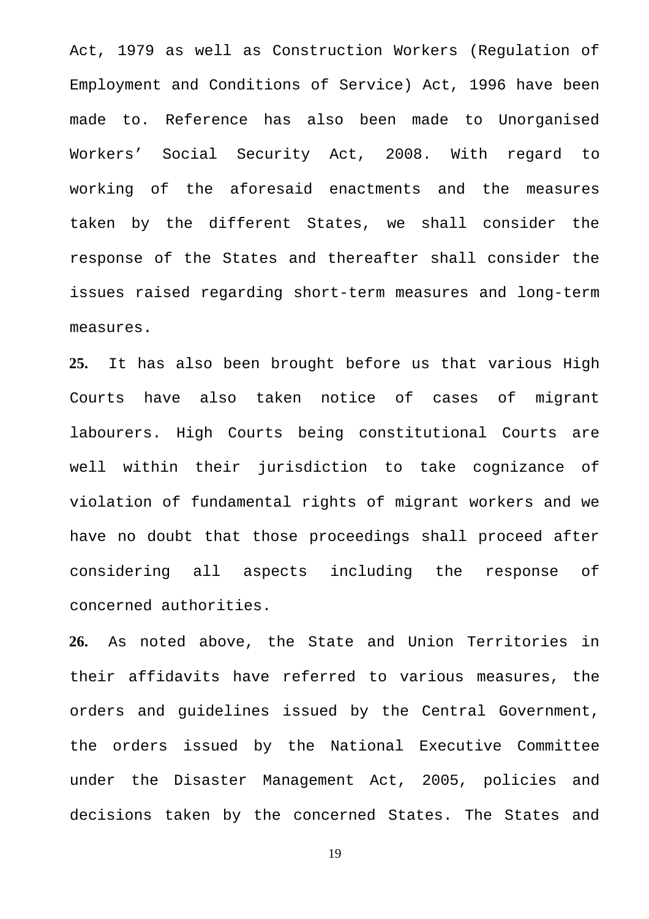Act, 1979 as well as Construction Workers (Regulation of Employment and Conditions of Service) Act, 1996 have been made to. Reference has also been made to Unorganised Workers' Social Security Act, 2008. With regard to working of the aforesaid enactments and the measures taken by the different States, we shall consider the response of the States and thereafter shall consider the issues raised regarding short-term measures and long-term measures.

**25.** It has also been brought before us that various High Courts have also taken notice of cases of migrant labourers. High Courts being constitutional Courts are well within their jurisdiction to take cognizance of violation of fundamental rights of migrant workers and we have no doubt that those proceedings shall proceed after considering all aspects including the response of concerned authorities.

**26.** As noted above, the State and Union Territories in their affidavits have referred to various measures, the orders and guidelines issued by the Central Government, the orders issued by the National Executive Committee under the Disaster Management Act, 2005, policies and decisions taken by the concerned States. The States and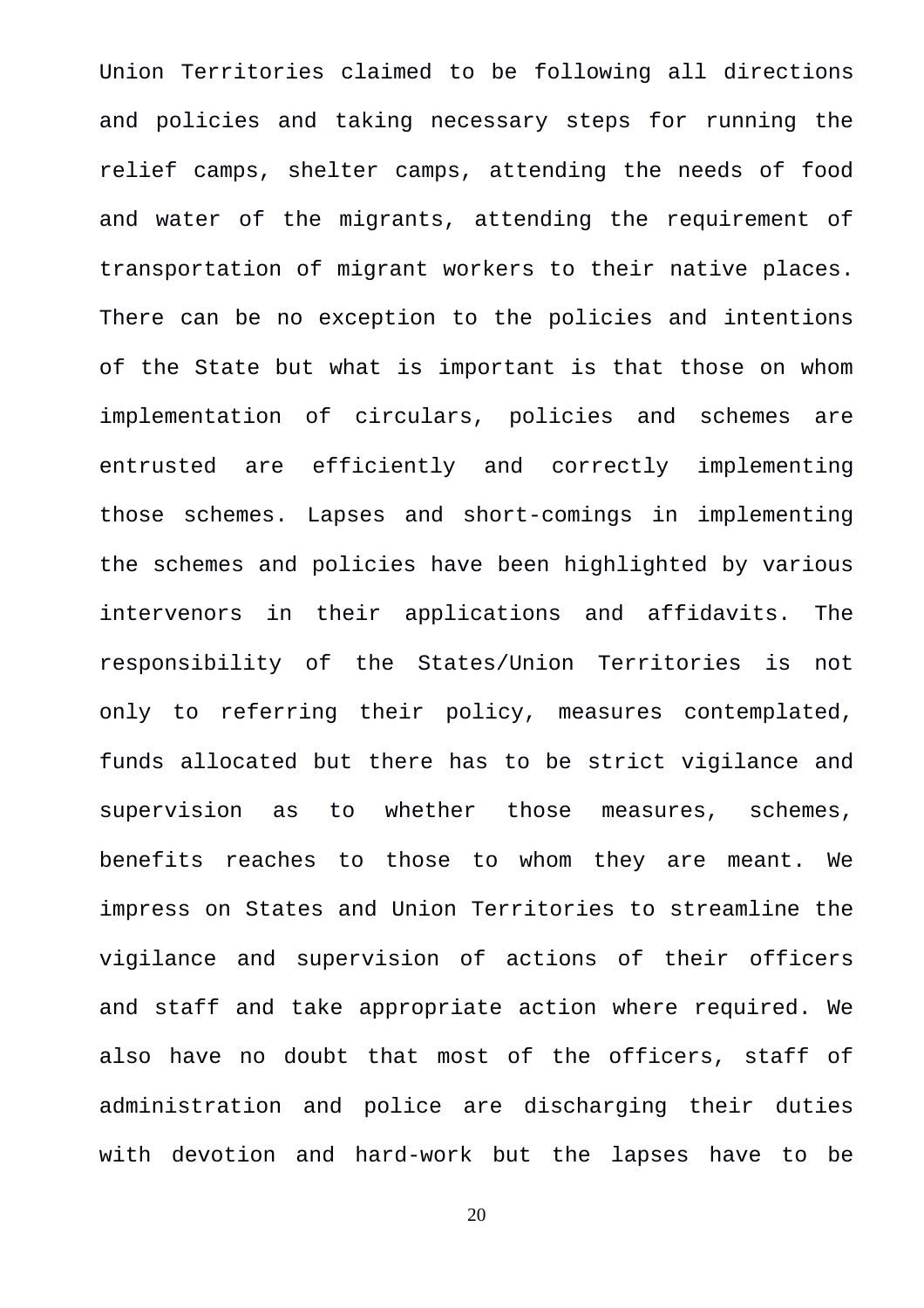Union Territories claimed to be following all directions and policies and taking necessary steps for running the relief camps, shelter camps, attending the needs of food and water of the migrants, attending the requirement of transportation of migrant workers to their native places. There can be no exception to the policies and intentions of the State but what is important is that those on whom implementation of circulars, policies and schemes are entrusted are efficiently and correctly implementing those schemes. Lapses and short-comings in implementing the schemes and policies have been highlighted by various intervenors in their applications and affidavits. The responsibility of the States/Union Territories is not only to referring their policy, measures contemplated, funds allocated but there has to be strict vigilance and supervision as to whether those measures, schemes, benefits reaches to those to whom they are meant. We impress on States and Union Territories to streamline the vigilance and supervision of actions of their officers and staff and take appropriate action where required. We also have no doubt that most of the officers, staff of administration and police are discharging their duties with devotion and hard-work but the lapses have to be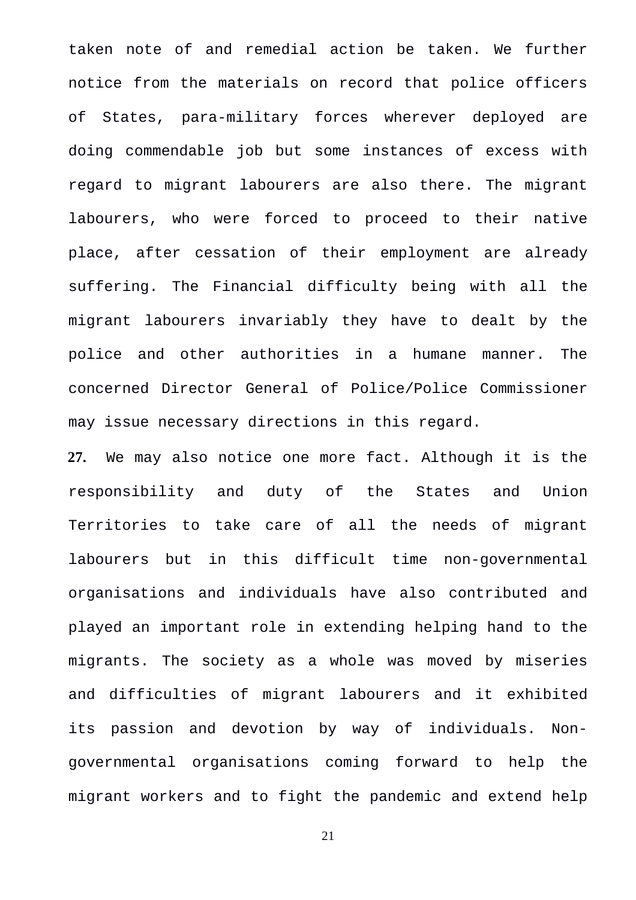taken note of and remedial action be taken. We further notice from the materials on record that police officers of States, para-military forces wherever deployed are doing commendable job but some instances of excess with regard to migrant labourers are also there. The migrant labourers, who were forced to proceed to their native place, after cessation of their employment are already suffering. The Financial difficulty being with all the migrant labourers invariably they have to dealt by the police and other authorities in a humane manner. The concerned Director General of Police/Police Commissioner may issue necessary directions in this regard.

**27.** We may also notice one more fact. Although it is the responsibility and duty of the States and Union Territories to take care of all the needs of migrant labourers but in this difficult time non-governmental organisations and individuals have also contributed and played an important role in extending helping hand to the migrants. The society as a whole was moved by miseries and difficulties of migrant labourers and it exhibited its passion and devotion by way of individuals. Non-governmental organisations coming forward to help the migrant workers and to fight the pandemic and extend help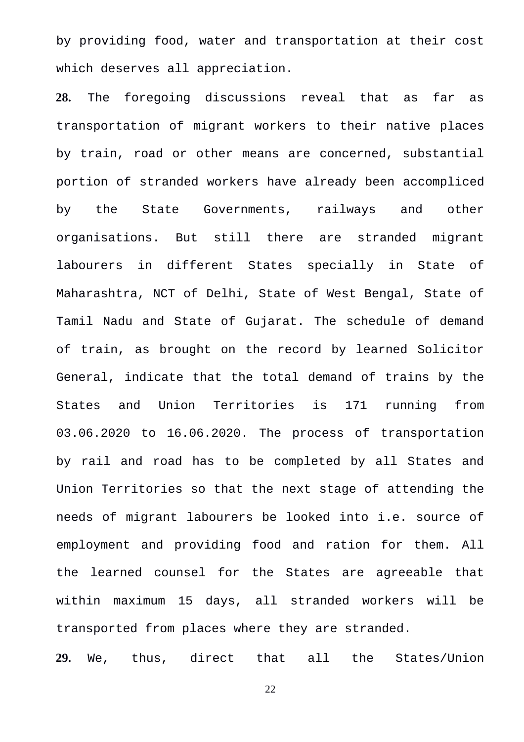by providing food, water and transportation at their cost which deserves all appreciation.

**28.** The foregoing discussions reveal that as far as transportation of migrant workers to their native places by train, road or other means are concerned, substantial portion of stranded workers have already been accompliced by the State Governments, railways and other organisations. But still there are stranded migrant labourers in different States specially in State of Maharashtra, NCT of Delhi, State of West Bengal, State of Tamil Nadu and State of Gujarat. The schedule of demand of train, as brought on the record by learned Solicitor General, indicate that the total demand of trains by the States and Union Territories is 171 running from 03.06.2020 to 16.06.2020. The process of transportation by rail and road has to be completed by all States and Union Territories so that the next stage of attending the needs of migrant labourers be looked into i.e. source of employment and providing food and ration for them. All the learned counsel for the States are agreeable that within maximum 15 days, all stranded workers will be transported from places where they are stranded.

**29.** We, thus, direct that all the States/Union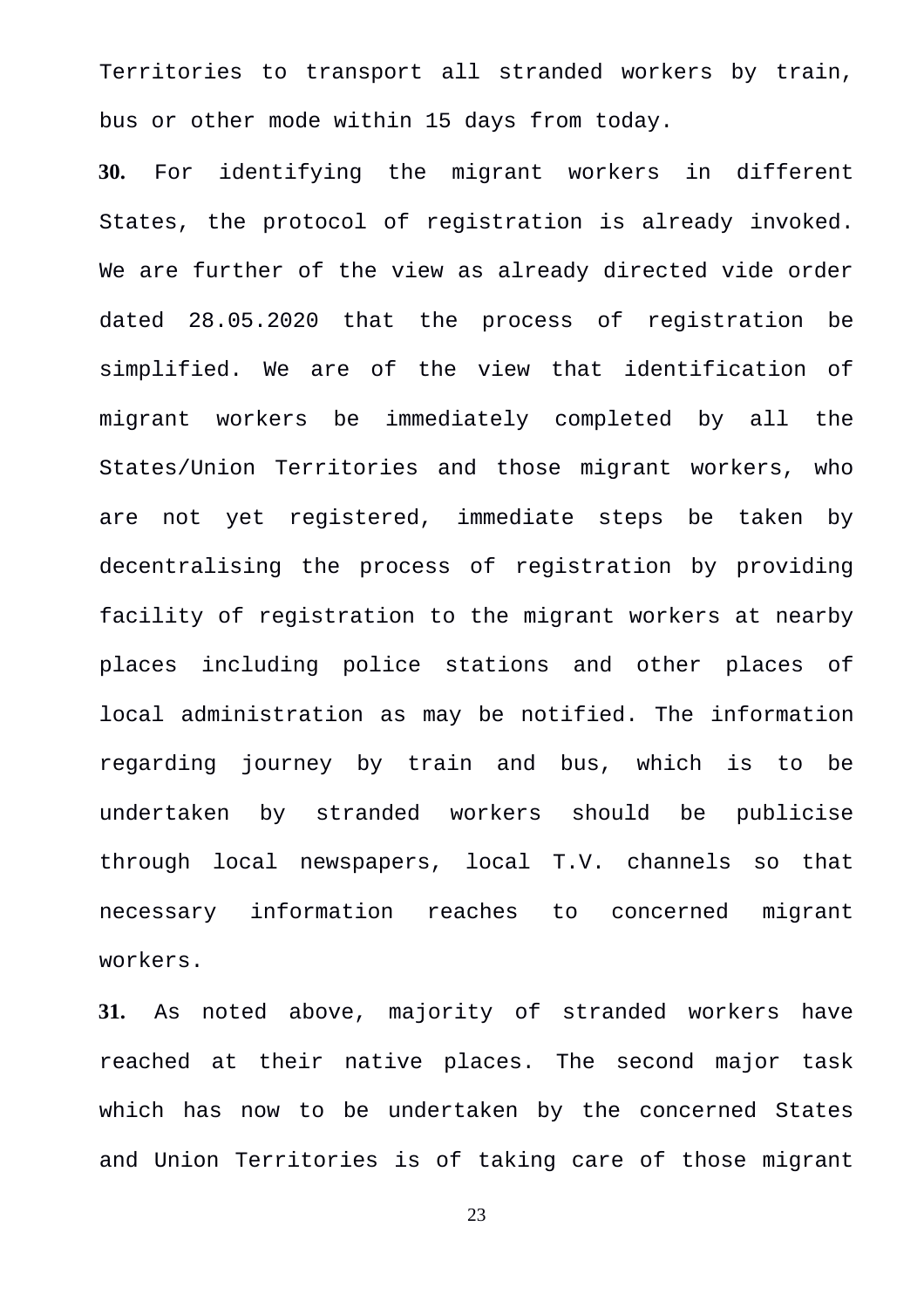Territories to transport all stranded workers by train, bus or other mode within 15 days from today.

**30.** For identifying the migrant workers in different States, the protocol of registration is already invoked. We are further of the view as already directed vide order dated 28.05.2020 that the process of registration be simplified. We are of the view that identification of migrant workers be immediately completed by all the States/Union Territories and those migrant workers, who are not yet registered, immediate steps be taken by decentralising the process of registration by providing facility of registration to the migrant workers at nearby places including police stations and other places of local administration as may be notified. The information regarding journey by train and bus, which is to be undertaken by stranded workers should be publicise through local newspapers, local T.V. channels so that necessary information reaches to concerned migrant workers.

**31.** As noted above, majority of stranded workers have reached at their native places. The second major task which has now to be undertaken by the concerned States and Union Territories is of taking care of those migrant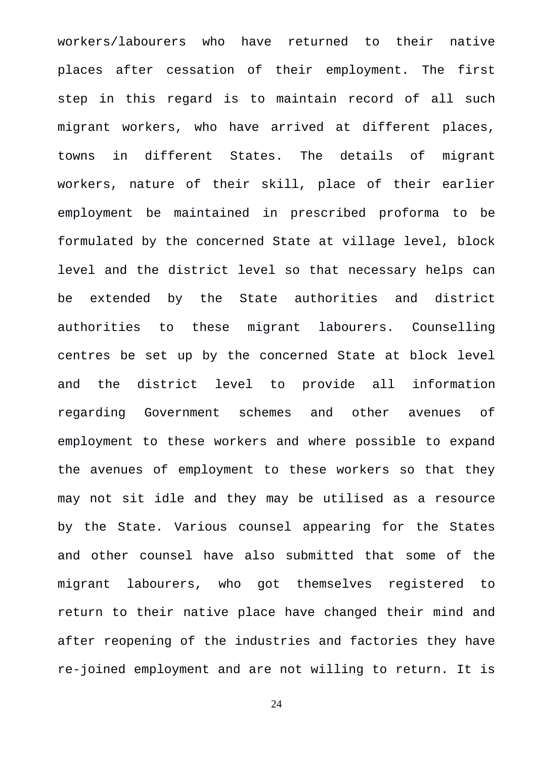workers/labourers who have returned to their native places after cessation of their employment. The first step in this regard is to maintain record of all such migrant workers, who have arrived at different places, towns in different States. The details of migrant workers, nature of their skill, place of their earlier employment be maintained in prescribed proforma to be formulated by the concerned State at village level, block level and the district level so that necessary helps can be extended by the State authorities and district authorities to these migrant labourers. Counselling centres be set up by the concerned State at block level and the district level to provide all information regarding Government schemes and other avenues of employment to these workers and where possible to expand the avenues of employment to these workers so that they may not sit idle and they may be utilised as a resource by the State. Various counsel appearing for the States and other counsel have also submitted that some of the migrant labourers, who got themselves registered to return to their native place have changed their mind and after reopening of the industries and factories they have re-joined employment and are not willing to return. It is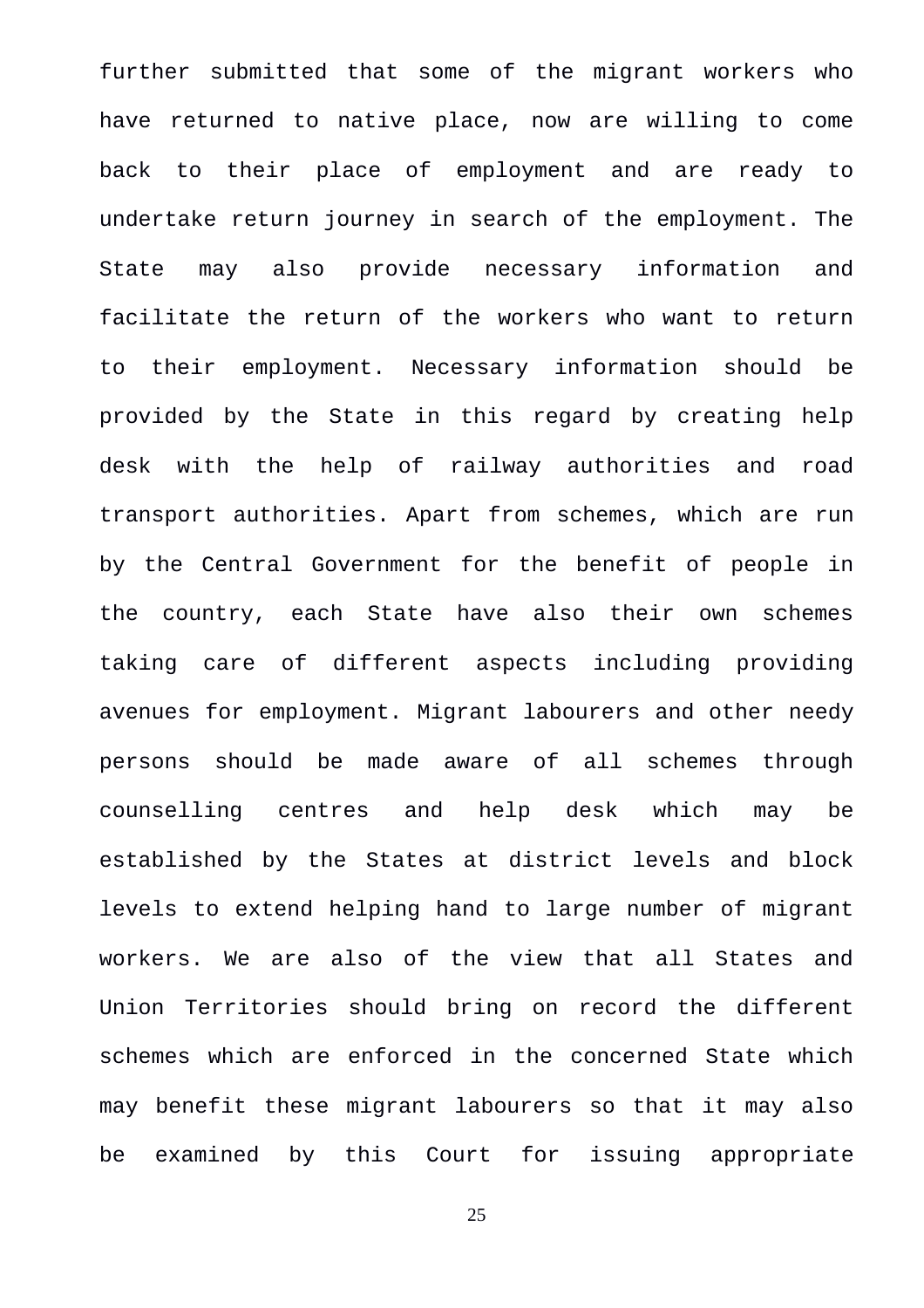further submitted that some of the migrant workers who have returned to native place, now are willing to come back to their place of employment and are ready to undertake return journey in search of the employment. The State may also provide necessary information and facilitate the return of the workers who want to return to their employment. Necessary information should be provided by the State in this regard by creating help desk with the help of railway authorities and road transport authorities. Apart from schemes, which are run by the Central Government for the benefit of people in the country, each State have also their own schemes taking care of different aspects including providing avenues for employment. Migrant labourers and other needy persons should be made aware of all schemes through counselling centres and help desk which may be established by the States at district levels and block levels to extend helping hand to large number of migrant workers. We are also of the view that all States and Union Territories should bring on record the different schemes which are enforced in the concerned State which may benefit these migrant labourers so that it may also be examined by this Court for issuing appropriate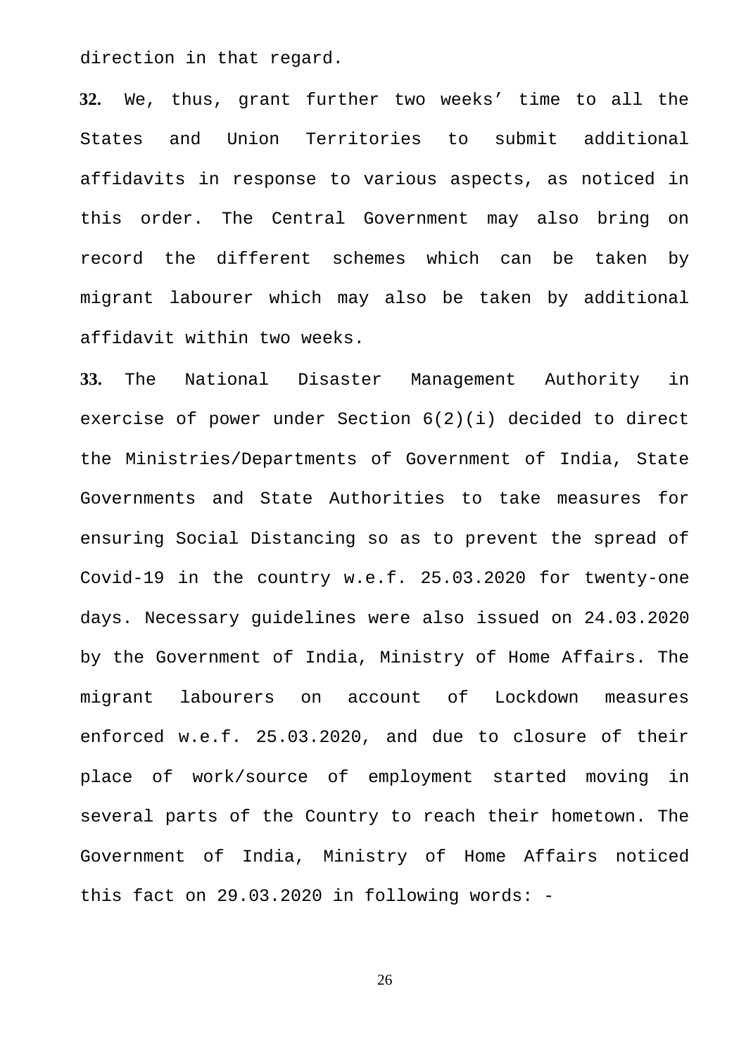direction in that regard.

**32.** We, thus, grant further two weeks' time to all the States and Union Territories to submit additional affidavits in response to various aspects, as noticed in this order. The Central Government may also bring on record the different schemes which can be taken by migrant labourer which may also be taken by additional affidavit within two weeks.

**33.** The National Disaster Management Authority in exercise of power under Section 6(2)(i) decided to direct the Ministries/Departments of Government of India, State Governments and State Authorities to take measures for ensuring Social Distancing so as to prevent the spread of Covid-19 in the country w.e.f. 25.03.2020 for twenty-one days. Necessary guidelines were also issued on 24.03.2020 by the Government of India, Ministry of Home Affairs. The migrant labourers on account of Lockdown measures enforced w.e.f. 25.03.2020, and due to closure of their place of work/source of employment started moving in several parts of the Country to reach their hometown. The Government of India, Ministry of Home Affairs noticed this fact on 29.03.2020 in following words: -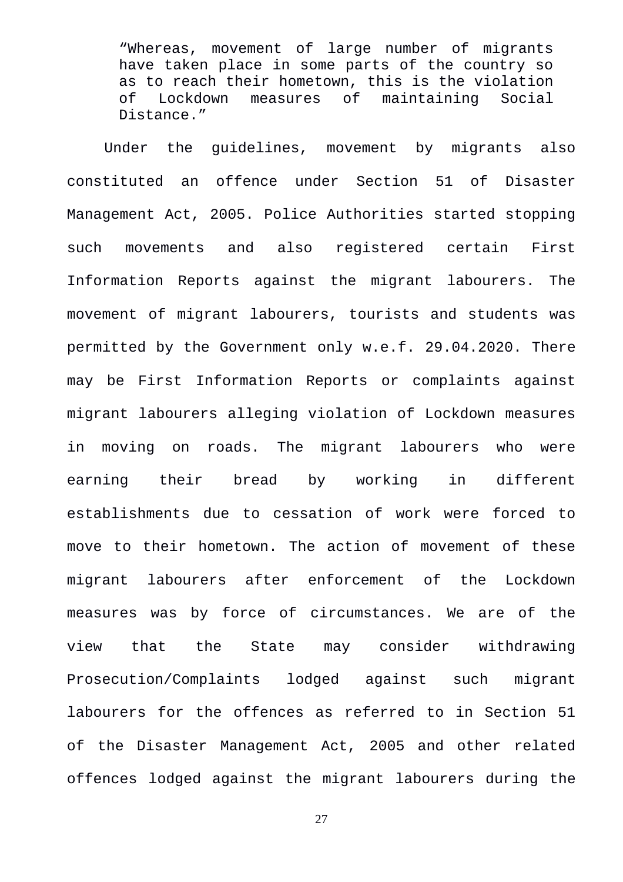> “Whereas, movement of large number of migrants have taken place in some parts of the country so as to reach their hometown, this is the violation of Lockdown measures of maintaining Social Distance.”

Under the guidelines, movement by migrants also constituted an offence under Section 51 of Disaster Management Act, 2005. Police Authorities started stopping such movements and also registered certain First Information Reports against the migrant labourers. The movement of migrant labourers, tourists and students was permitted by the Government only w.e.f. 29.04.2020. There may be First Information Reports or complaints against migrant labourers alleging violation of Lockdown measures in moving on roads. The migrant labourers who were earning their bread by working in different establishments due to cessation of work were forced to move to their hometown. The action of movement of these migrant labourers after enforcement of the Lockdown measures was by force of circumstances. We are of the view that the State may consider withdrawing Prosecution/Complaints lodged against such migrant labourers for the offences as referred to in Section 51 of the Disaster Management Act, 2005 and other related offences lodged against the migrant labourers during the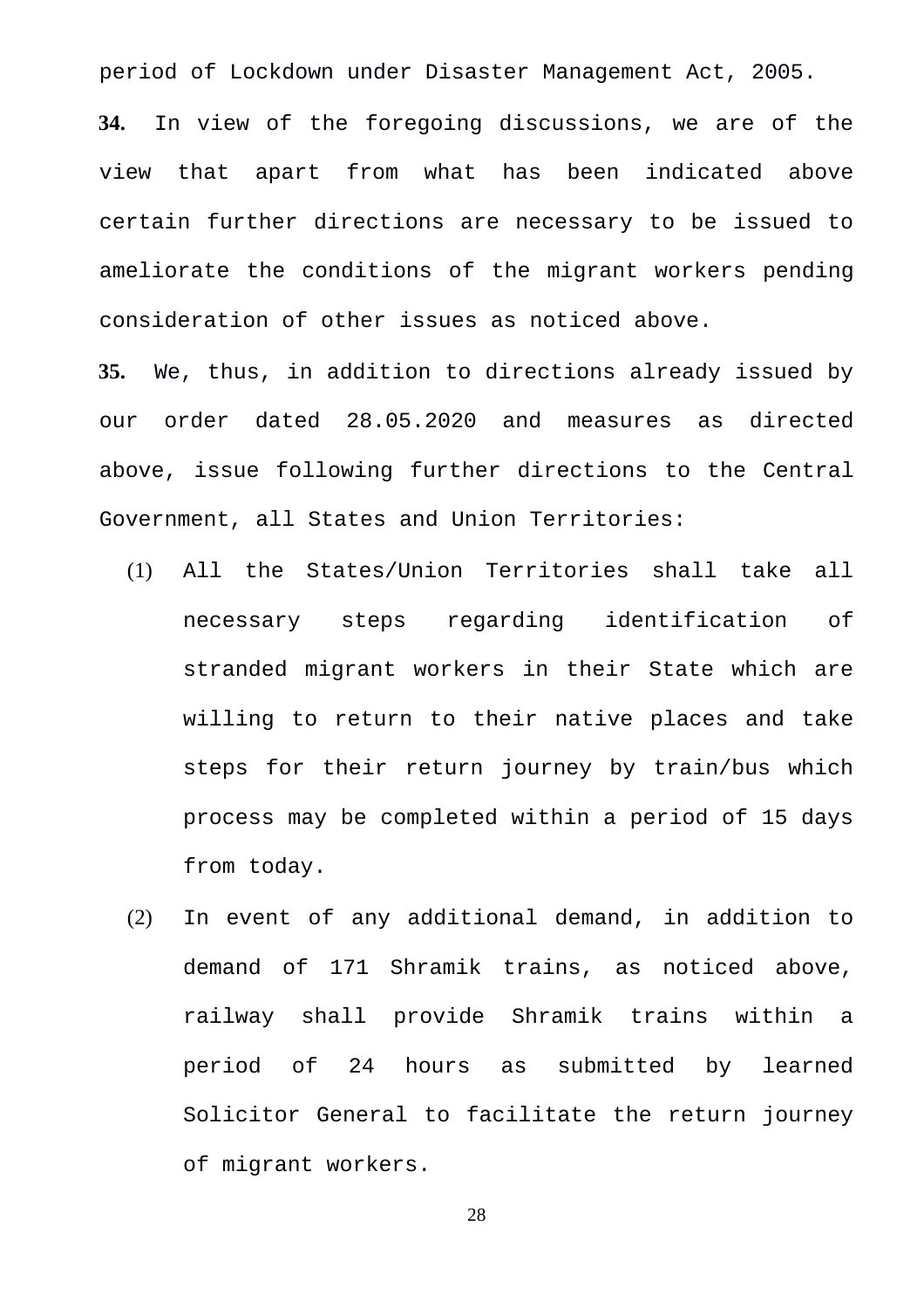period of Lockdown under Disaster Management Act, 2005.

**34.** In view of the foregoing discussions, we are of the view that apart from what has been indicated above certain further directions are necessary to be issued to ameliorate the conditions of the migrant workers pending consideration of other issues as noticed above.

**35.** We, thus, in addition to directions already issued by our order dated 28.05.2020 and measures as directed above, issue following further directions to the Central Government, all States and Union Territories:

(1) All the States/Union Territories shall take all necessary steps regarding identification of stranded migrant workers in their State which are willing to return to their native places and take steps for their return journey by train/bus which process may be completed within a period of 15 days from today.

(2) In event of any additional demand, in addition to demand of 171 Shramik trains, as noticed above, railway shall provide Shramik trains within a period of 24 hours as submitted by learned Solicitor General to facilitate the return journey of migrant workers.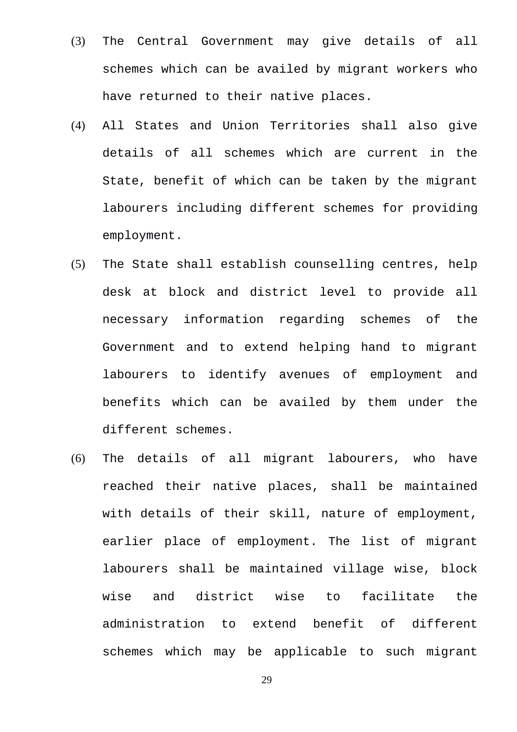(3) The Central Government may give details of all schemes which can be availed by migrant workers who have returned to their native places.

(4) All States and Union Territories shall also give details of all schemes which are current in the State, benefit of which can be taken by the migrant labourers including different schemes for providing employment.

(5) The State shall establish counselling centres, help desk at block and district level to provide all necessary information regarding schemes of the Government and to extend helping hand to migrant labourers to identify avenues of employment and benefits which can be availed by them under the different schemes.

(6) The details of all migrant labourers, who have reached their native places, shall be maintained with details of their skill, nature of employment, earlier place of employment. The list of migrant labourers shall be maintained village wise, block wise and district wise to facilitate the administration to extend benefit of different schemes which may be applicable to such migrant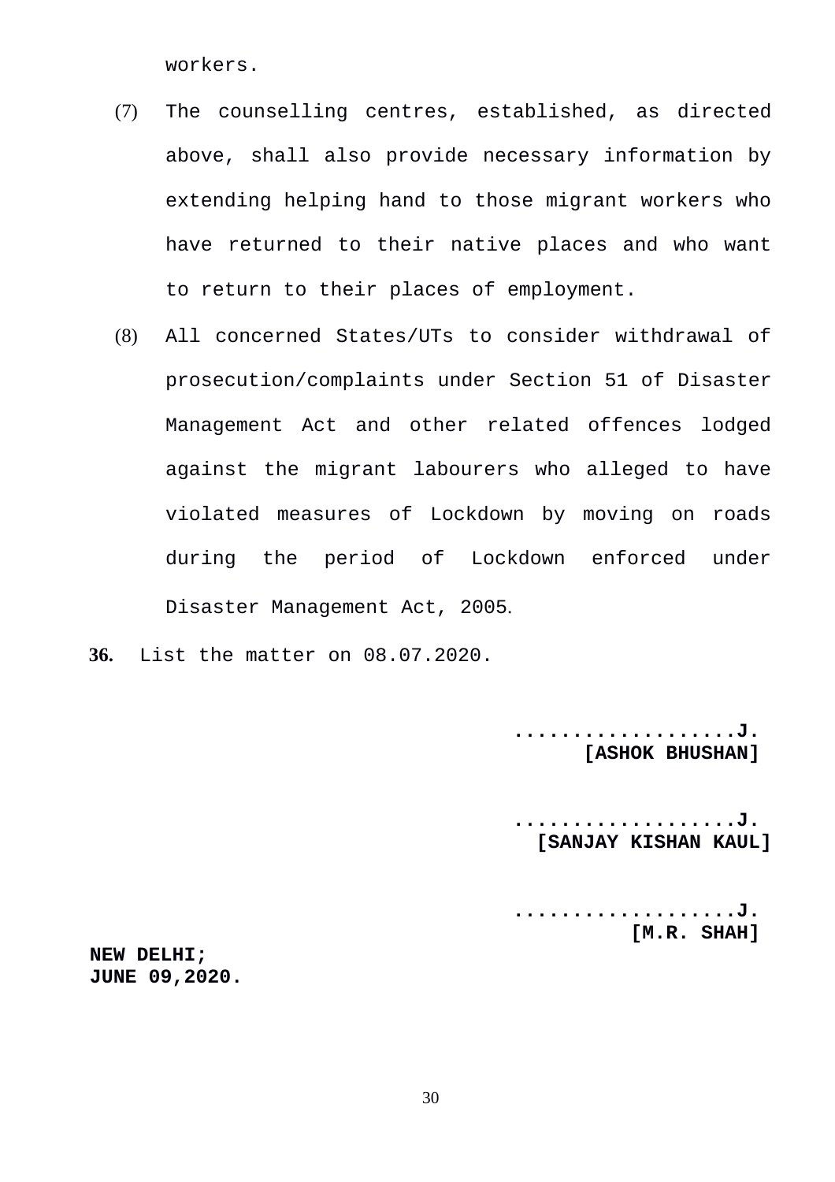workers.

(7) The counselling centres, established, as directed above, shall also provide necessary information by extending helping hand to those migrant workers who have returned to their native places and who want to return to their places of employment.

(8) All concerned States/UTs to consider withdrawal of prosecution/complaints under Section 51 of Disaster Management Act and other related offences lodged against the migrant labourers who alleged to have violated measures of Lockdown by moving on roads during the period of Lockdown enforced under Disaster Management Act, 2005.

**36.** List the matter on 08.07.2020.

**...................J.**
**[ASHOK BHUSHAN]**

**...................J.**
**[SANJAY KISHAN KAUL]**

**...................J.**
**[M.R. SHAH]**

**NEW DELHI;**
**JUNE 09,2020.**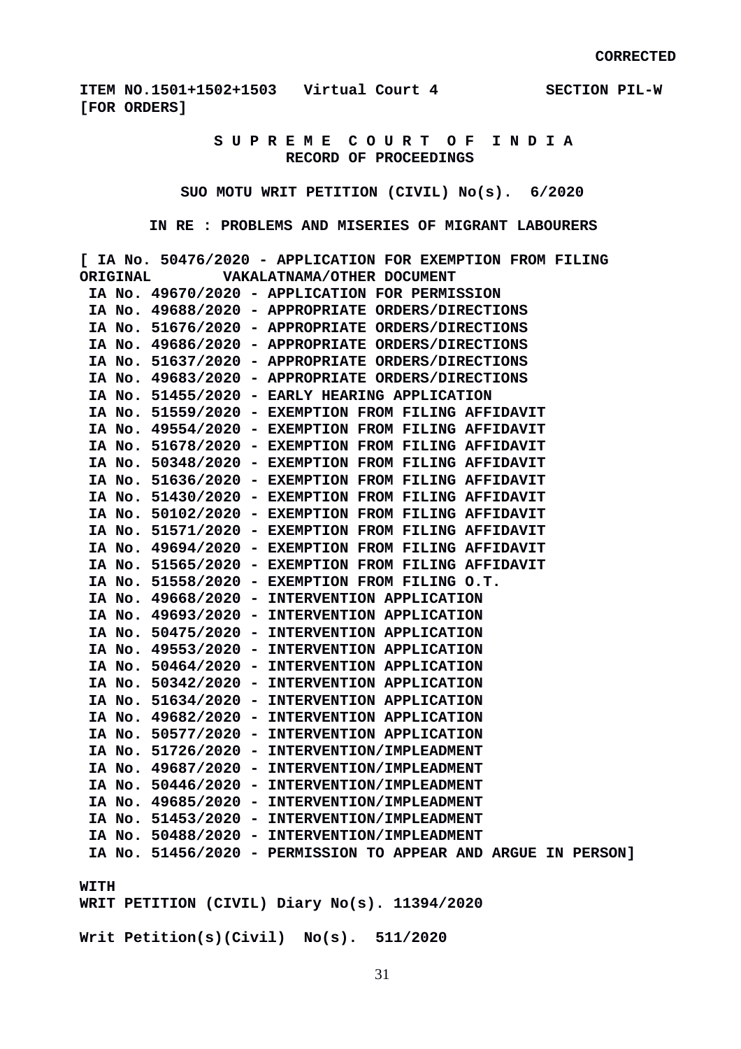**CORRECTED**

**ITEM NO.1501+1502+1503 Virtual Court 4 SECTION PIL-W**
**[FOR ORDERS]**

**S U P R E M E C O U R T O F I N D I A**
**RECORD OF PROCEEDINGS**

**SUO MOTU WRIT PETITION (CIVIL) No(s). 6/2020**

**IN RE : PROBLEMS AND MISERIES OF MIGRANT LABOURERS**

**[ IA No. 50476/2020 - APPLICATION FOR EXEMPTION FROM FILING ORIGINAL VAKALATNAMA/OTHER DOCUMENT**
**IA No. 49670/2020 - APPLICATION FOR PERMISSION**
**IA No. 49688/2020 - APPROPRIATE ORDERS/DIRECTIONS**
**IA No. 51676/2020 - APPROPRIATE ORDERS/DIRECTIONS**
**IA No. 49686/2020 - APPROPRIATE ORDERS/DIRECTIONS**
**IA No. 51637/2020 - APPROPRIATE ORDERS/DIRECTIONS**
**IA No. 49683/2020 - APPROPRIATE ORDERS/DIRECTIONS**
**IA No. 51455/2020 - EARLY HEARING APPLICATION**
**IA No. 51559/2020 - EXEMPTION FROM FILING AFFIDAVIT**
**IA No. 49554/2020 - EXEMPTION FROM FILING AFFIDAVIT**
**IA No. 51678/2020 - EXEMPTION FROM FILING AFFIDAVIT**
**IA No. 50348/2020 - EXEMPTION FROM FILING AFFIDAVIT**
**IA No. 51636/2020 - EXEMPTION FROM FILING AFFIDAVIT**
**IA No. 51430/2020 - EXEMPTION FROM FILING AFFIDAVIT**
**IA No. 50102/2020 - EXEMPTION FROM FILING AFFIDAVIT**
**IA No. 51571/2020 - EXEMPTION FROM FILING AFFIDAVIT**
**IA No. 49694/2020 - EXEMPTION FROM FILING AFFIDAVIT**
**IA No. 51565/2020 - EXEMPTION FROM FILING AFFIDAVIT**
**IA No. 51558/2020 - EXEMPTION FROM FILING O.T.**
**IA No. 49668/2020 - INTERVENTION APPLICATION**
**IA No. 49693/2020 - INTERVENTION APPLICATION**
**IA No. 50475/2020 - INTERVENTION APPLICATION**
**IA No. 49553/2020 - INTERVENTION APPLICATION**
**IA No. 50464/2020 - INTERVENTION APPLICATION**
**IA No. 50342/2020 - INTERVENTION APPLICATION**
**IA No. 51634/2020 - INTERVENTION APPLICATION**
**IA No. 49682/2020 - INTERVENTION APPLICATION**
**IA No. 50577/2020 - INTERVENTION APPLICATION**
**IA No. 51726/2020 - INTERVENTION/IMPLEADMENT**
**IA No. 49687/2020 - INTERVENTION/IMPLEADMENT**
**IA No. 50446/2020 - INTERVENTION/IMPLEADMENT**
**IA No. 49685/2020 - INTERVENTION/IMPLEADMENT**
**IA No. 51453/2020 - INTERVENTION/IMPLEADMENT**
**IA No. 50488/2020 - INTERVENTION/IMPLEADMENT**
**IA No. 51456/2020 - PERMISSION TO APPEAR AND ARGUE IN PERSON]**

**WITH**
**WRIT PETITION (CIVIL) Diary No(s). 11394/2020**

**Writ Petition(s)(Civil) No(s). 511/2020**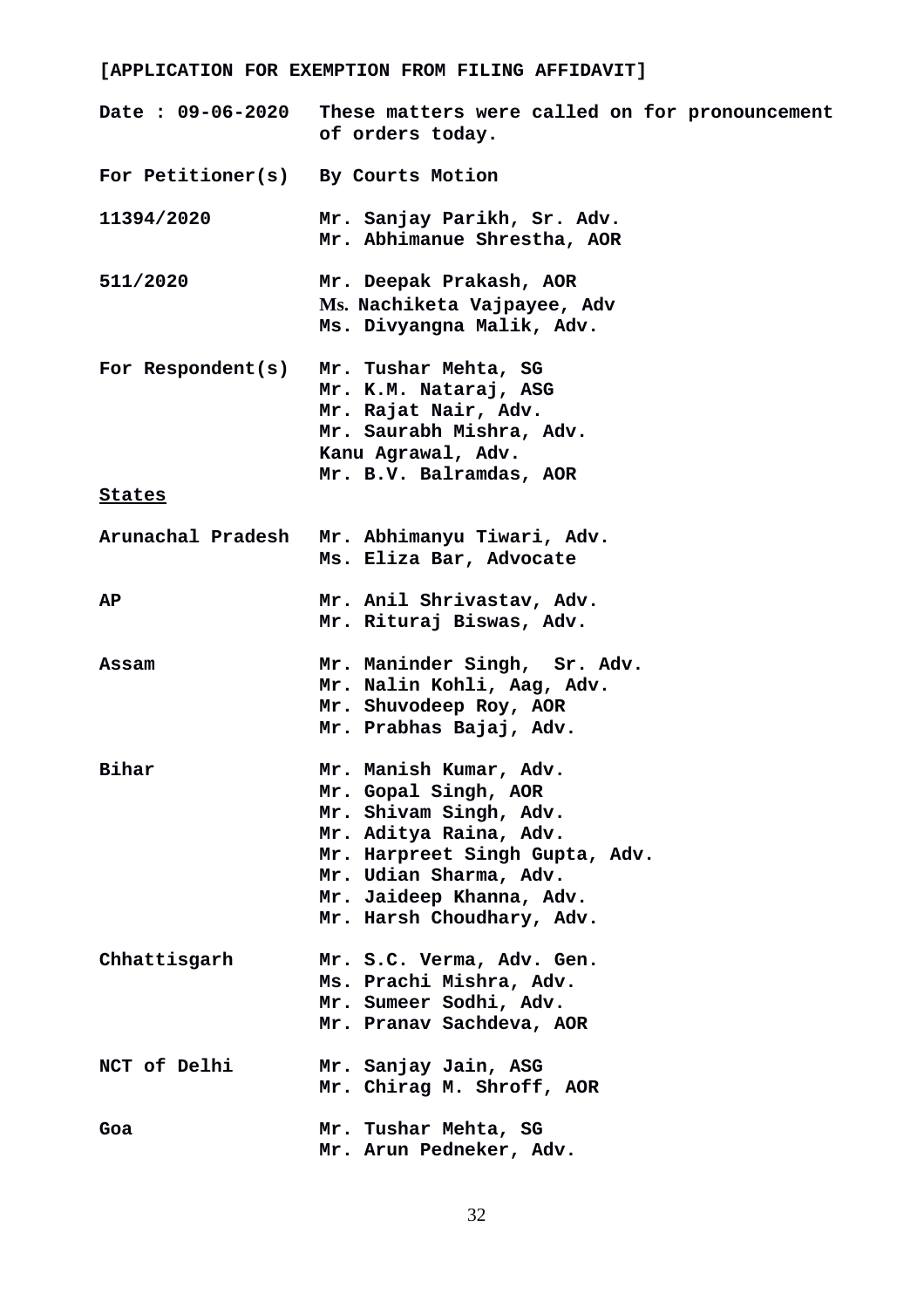**[APPLICATION FOR EXEMPTION FROM FILING AFFIDAVIT]**

| | |
|---|---|
| **Date : 09-06-2020** | **These matters were called on for pronouncement of orders today.** |
| **For Petitioner(s)** | **By Courts Motion** |
| **11394/2020** | **Mr. Sanjay Parikh, Sr. Adv.**<br>**Mr. Abhimanue Shrestha, AOR** |
| **511/2020** | **Mr. Deepak Prakash, AOR**<br>**Ms. Nachiketa Vajpayee, Adv**<br>**Ms. Divyangna Malik, Adv.** |
| **For Respondent(s)** | **Mr. Tushar Mehta, SG**<br>**Mr. K.M. Nataraj, ASG**<br>**Mr. Rajat Nair, Adv.**<br>**Mr. Saurabh Mishra, Adv.**<br>**Kanu Agrawal, Adv.**<br>**Mr. B.V. Balramdas, AOR** |

**States**

| | |
|---|---|
| **Arunachal Pradesh** | **Mr. Abhimanyu Tiwari, Adv.**<br>**Ms. Eliza Bar, Advocate** |
| **AP** | **Mr. Anil Shrivastav, Adv.**<br>**Mr. Rituraj Biswas, Adv.** |
| **Assam** | **Mr. Maninder Singh, Sr. Adv.**<br>**Mr. Nalin Kohli, Aag, Adv.**<br>**Mr. Shuvodeep Roy, AOR**<br>**Mr. Prabhas Bajaj, Adv.** |
| **Bihar** | **Mr. Manish Kumar, Adv.**<br>**Mr. Gopal Singh, AOR**<br>**Mr. Shivam Singh, Adv.**<br>**Mr. Aditya Raina, Adv.**<br>**Mr. Harpreet Singh Gupta, Adv.**<br>**Mr. Udian Sharma, Adv.**<br>**Mr. Jaideep Khanna, Adv.**<br>**Mr. Harsh Choudhary, Adv.** |
| **Chhattisgarh** | **Mr. S.C. Verma, Adv. Gen.**<br>**Ms. Prachi Mishra, Adv.**<br>**Mr. Sumeer Sodhi, Adv.**<br>**Mr. Pranav Sachdeva, AOR** |
| **NCT of Delhi** | **Mr. Sanjay Jain, ASG**<br>**Mr. Chirag M. Shroff, AOR** |
| **Goa** | **Mr. Tushar Mehta, SG**<br>**Mr. Arun Pedneker, Adv.** |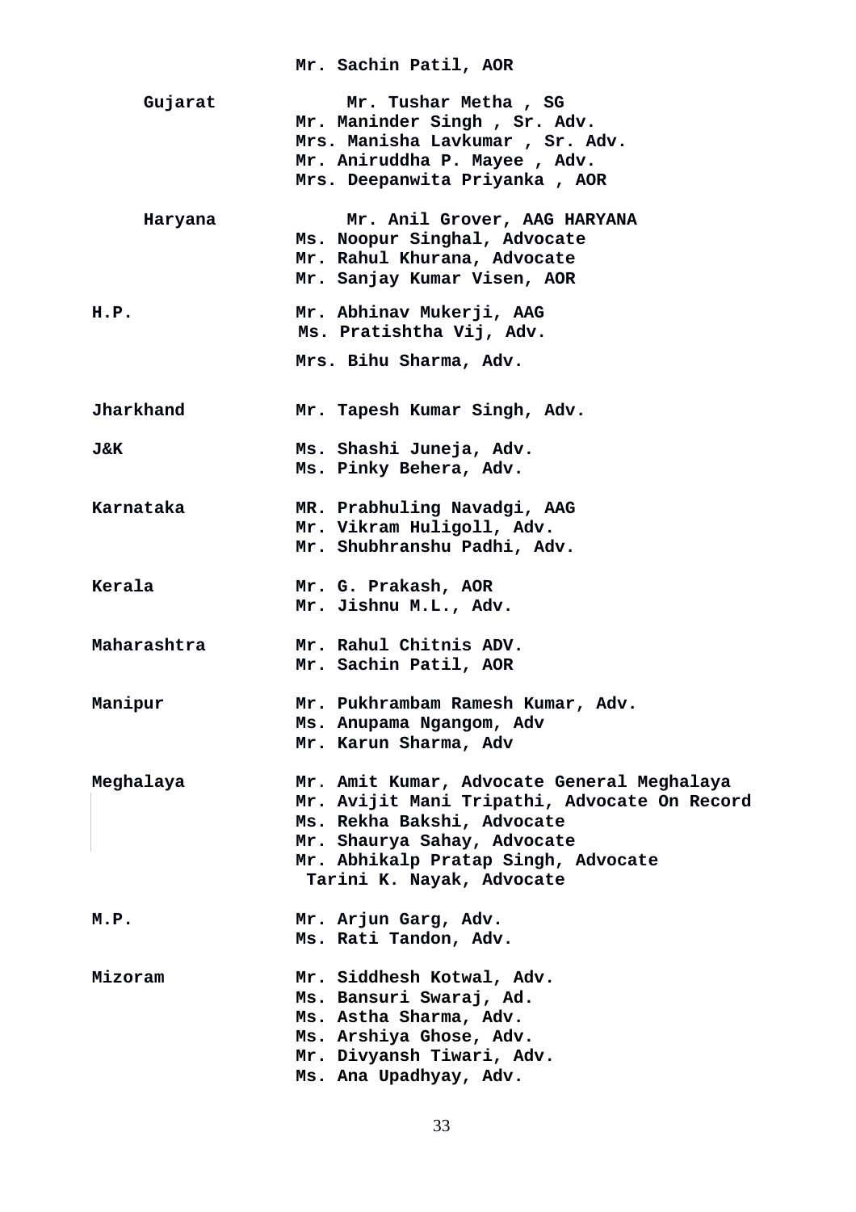| | |
|---|---|
| | Mr. Sachin Patil, AOR |
| Gujarat | Mr. Tushar Metha , SG<br>Mr. Maninder Singh , Sr. Adv.<br>Mrs. Manisha Lavkumar , Sr. Adv.<br>Mr. Aniruddha P. Mayee , Adv.<br>Mrs. Deepanwita Priyanka , AOR |
| Haryana | Mr. Anil Grover, AAG HARYANA<br>Ms. Noopur Singhal, Advocate<br>Mr. Rahul Khurana, Advocate<br>Mr. Sanjay Kumar Visen, AOR |
| H.P. | Mr. Abhinav Mukerji, AAG<br>Ms. Pratishtha Vij, Adv.<br>Mrs. Bihu Sharma, Adv. |
| Jharkhand | Mr. Tapesh Kumar Singh, Adv. |
| J&K | Ms. Shashi Juneja, Adv.<br>Ms. Pinky Behera, Adv. |
| Karnataka | MR. Prabhuling Navadgi, AAG<br>Mr. Vikram Huligoll, Adv.<br>Mr. Shubhranshu Padhi, Adv. |
| Kerala | Mr. G. Prakash, AOR<br>Mr. Jishnu M.L., Adv. |
| Maharashtra | Mr. Rahul Chitnis ADV.<br>Mr. Sachin Patil, AOR |
| Manipur | Mr. Pukhrambam Ramesh Kumar, Adv.<br>Ms. Anupama Ngangom, Adv<br>Mr. Karun Sharma, Adv |
| Meghalaya | Mr. Amit Kumar, Advocate General Meghalaya<br>Mr. Avijit Mani Tripathi, Advocate On Record<br>Ms. Rekha Bakshi, Advocate<br>Mr. Shaurya Sahay, Advocate<br>Mr. Abhikalp Pratap Singh, Advocate<br>Tarini K. Nayak, Advocate |
| M.P. | Mr. Arjun Garg, Adv.<br>Ms. Rati Tandon, Adv. |
| Mizoram | Mr. Siddhesh Kotwal, Adv.<br>Ms. Bansuri Swaraj, Ad.<br>Ms. Astha Sharma, Adv.<br>Ms. Arshiya Ghose, Adv.<br>Mr. Divyansh Tiwari, Adv.<br>Ms. Ana Upadhyay, Adv. |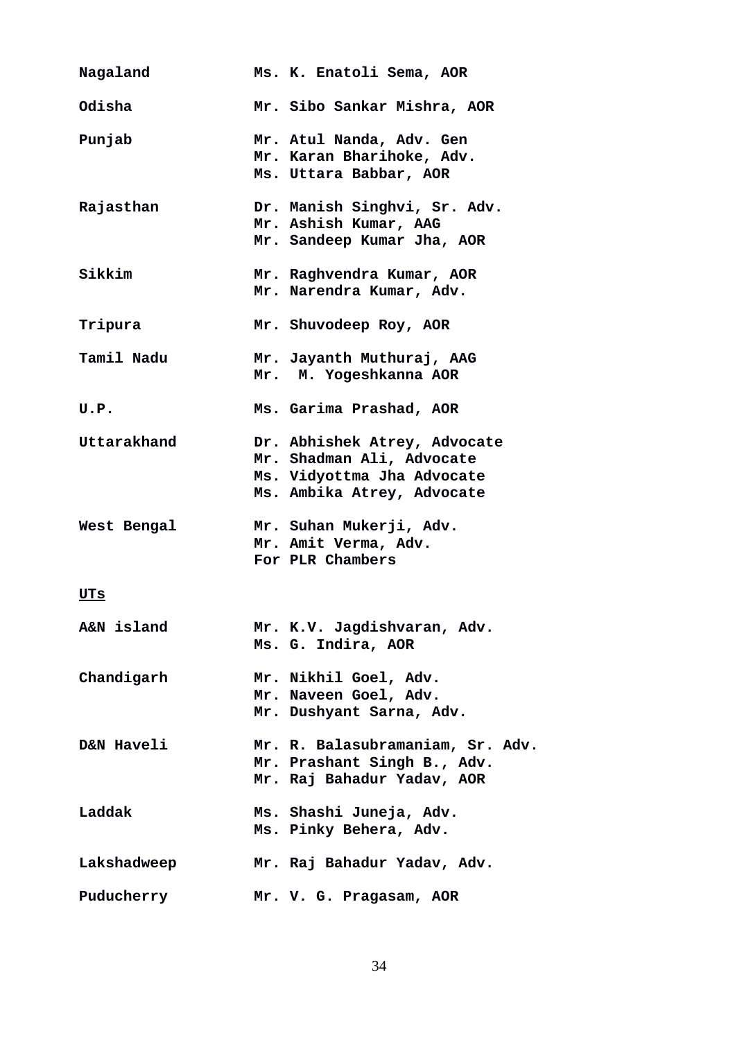| | |
|---|---|
| **Nagaland** | **Ms. K. Enatoli Sema, AOR** |
| **Odisha** | **Mr. Sibo Sankar Mishra, AOR** |
| **Punjab** | **Mr. Atul Nanda, Adv. Gen**<br>**Mr. Karan Bharihoke, Adv.**<br>**Ms. Uttara Babbar, AOR** |
| **Rajasthan** | **Dr. Manish Singhvi, Sr. Adv.**<br>**Mr. Ashish Kumar, AAG**<br>**Mr. Sandeep Kumar Jha, AOR** |
| **Sikkim** | **Mr. Raghvendra Kumar, AOR**<br>**Mr. Narendra Kumar, Adv.** |
| **Tripura** | **Mr. Shuvodeep Roy, AOR** |
| **Tamil Nadu** | **Mr. Jayanth Muthuraj, AAG**<br>**Mr. M. Yogeshkanna AOR** |
| **U.P.** | **Ms. Garima Prashad, AOR** |
| **Uttarakhand** | **Dr. Abhishek Atrey, Advocate**<br>**Mr. Shadman Ali, Advocate**<br>**Ms. Vidyottma Jha Advocate**<br>**Ms. Ambika Atrey, Advocate** |
| **West Bengal** | **Mr. Suhan Mukerji, Adv.**<br>**Mr. Amit Verma, Adv.**<br>**For PLR Chambers** |

**UTs**

| | |
|---|---|
| **A&N island** | **Mr. K.V. Jagdishvaran, Adv.**<br>**Ms. G. Indira, AOR** |
| **Chandigarh** | **Mr. Nikhil Goel, Adv.**<br>**Mr. Naveen Goel, Adv.**<br>**Mr. Dushyant Sarna, Adv.** |
| **D&N Haveli** | **Mr. R. Balasubramaniam, Sr. Adv.**<br>**Mr. Prashant Singh B., Adv.**<br>**Mr. Raj Bahadur Yadav, AOR** |
| **Laddak** | **Ms. Shashi Juneja, Adv.**<br>**Ms. Pinky Behera, Adv.** |
| **Lakshadweep** | **Mr. Raj Bahadur Yadav, Adv.** |
| **Puducherry** | **Mr. V. G. Pragasam, AOR** |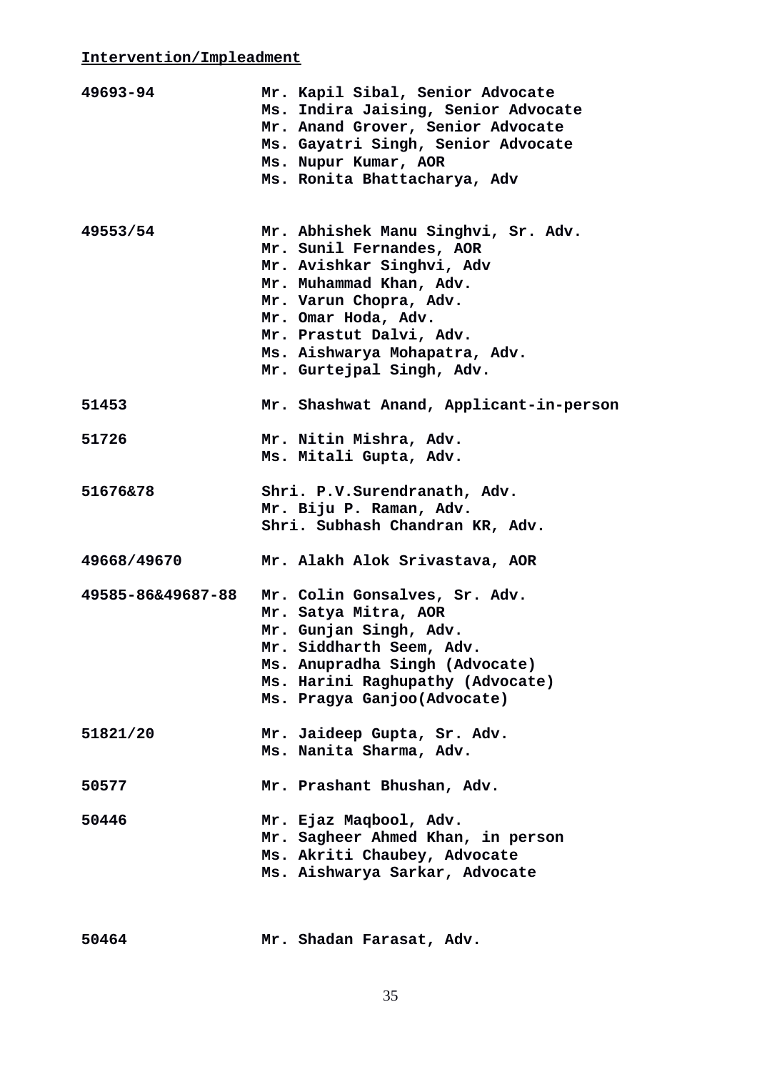**Intervention/Impleadment**

| | |
|---|---|
| **49693-94** | **Mr. Kapil Sibal, Senior Advocate**<br>**Ms. Indira Jaising, Senior Advocate**<br>**Mr. Anand Grover, Senior Advocate**<br>**Ms. Gayatri Singh, Senior Advocate**<br>**Ms. Nupur Kumar, AOR**<br>**Ms. Ronita Bhattacharya, Adv** |
| **49553/54** | **Mr. Abhishek Manu Singhvi, Sr. Adv.**<br>**Mr. Sunil Fernandes, AOR**<br>**Mr. Avishkar Singhvi, Adv**<br>**Mr. Muhammad Khan, Adv.**<br>**Mr. Varun Chopra, Adv.**<br>**Mr. Omar Hoda, Adv.**<br>**Mr. Prastut Dalvi, Adv.**<br>**Ms. Aishwarya Mohapatra, Adv.**<br>**Mr. Gurtejpal Singh, Adv.** |
| **51453** | **Mr. Shashwat Anand, Applicant-in-person** |
| **51726** | **Mr. Nitin Mishra, Adv.**<br>**Ms. Mitali Gupta, Adv.** |
| **51676&78** | **Shri. P.V.Surendranath, Adv.**<br>**Mr. Biju P. Raman, Adv.**<br>**Shri. Subhash Chandran KR, Adv.** |
| **49668/49670** | **Mr. Alakh Alok Srivastava, AOR** |
| **49585-86&49687-88** | **Mr. Colin Gonsalves, Sr. Adv.**<br>**Mr. Satya Mitra, AOR**<br>**Mr. Gunjan Singh, Adv.**<br>**Mr. Siddharth Seem, Adv.**<br>**Ms. Anupradha Singh (Advocate)**<br>**Ms. Harini Raghupathy (Advocate)**<br>**Ms. Pragya Ganjoo(Advocate)** |
| **51821/20** | **Mr. Jaideep Gupta, Sr. Adv.**<br>**Ms. Nanita Sharma, Adv.** |
| **50577** | **Mr. Prashant Bhushan, Adv.** |
| **50446** | **Mr. Ejaz Maqbool, Adv.**<br>**Mr. Sagheer Ahmed Khan, in person**<br>**Ms. Akriti Chaubey, Advocate**<br>**Ms. Aishwarya Sarkar, Advocate** |
| **50464** | **Mr. Shadan Farasat, Adv.** |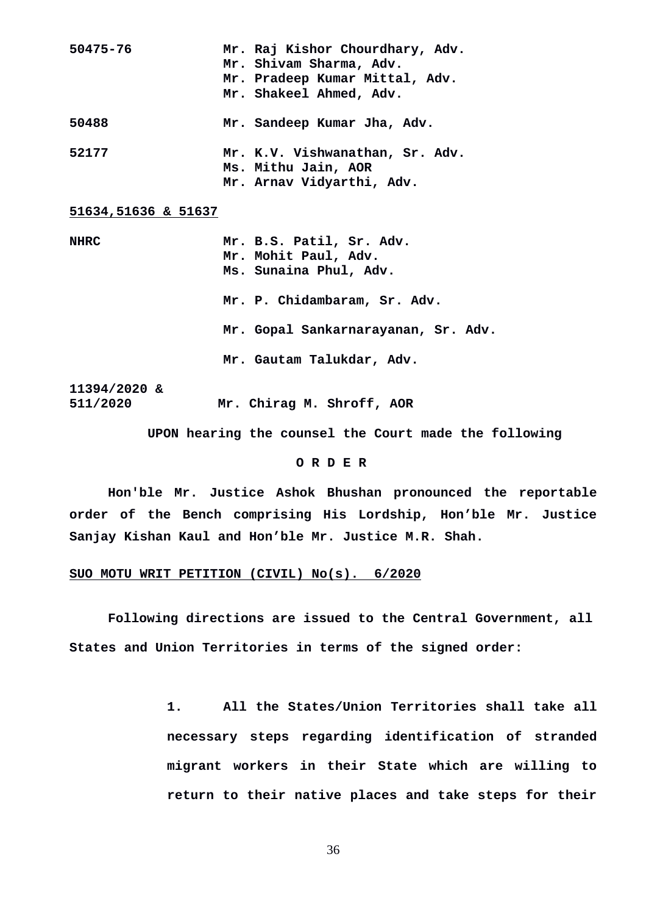**50475-76** Mr. Raj Kishor Chourdhary, Adv.
Mr. Shivam Sharma, Adv.
Mr. Pradeep Kumar Mittal, Adv.
Mr. Shakeel Ahmed, Adv.

**50488** Mr. Sandeep Kumar Jha, Adv.

**52177** Mr. K.V. Vishwanathan, Sr. Adv.
Ms. Mithu Jain, AOR
Mr. Arnav Vidyarthi, Adv.

**51634,51636 & 51637**

**NHRC** Mr. B.S. Patil, Sr. Adv.
Mr. Mohit Paul, Adv.
Ms. Sunaina Phul, Adv.

Mr. P. Chidambaram, Sr. Adv.

Mr. Gopal Sankarnarayanan, Sr. Adv.

Mr. Gautam Talukdar, Adv.

**11394/2020 & 511/2020** Mr. Chirag M. Shroff, AOR

**UPON hearing the counsel the Court made the following**

**O R D E R**

**Hon'ble Mr. Justice Ashok Bhushan pronounced the reportable order of the Bench comprising His Lordship, Hon'ble Mr. Justice Sanjay Kishan Kaul and Hon'ble Mr. Justice M.R. Shah.**

**SUO MOTU WRIT PETITION (CIVIL) No(s). 6/2020**

**Following directions are issued to the Central Government, all States and Union Territories in terms of the signed order:**

**1. All the States/Union Territories shall take all necessary steps regarding identification of stranded migrant workers in their State which are willing to return to their native places and take steps for their**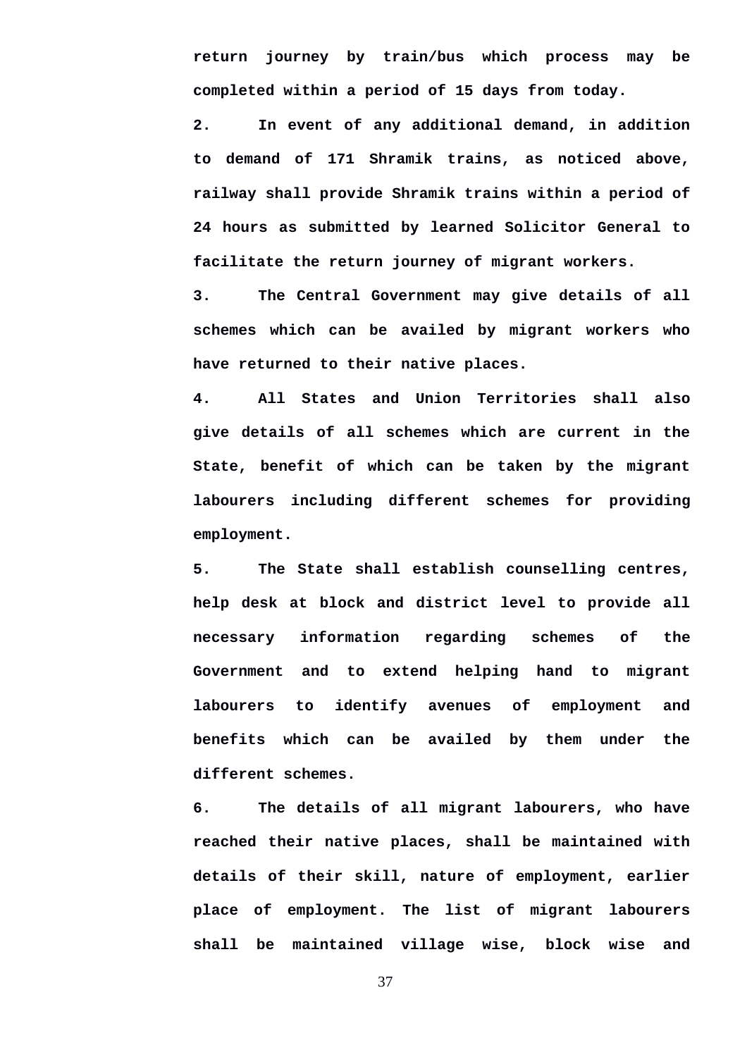**return journey by train/bus which process may be completed within a period of 15 days from today.**

**2. In event of any additional demand, in addition to demand of 171 Shramik trains, as noticed above, railway shall provide Shramik trains within a period of 24 hours as submitted by learned Solicitor General to facilitate the return journey of migrant workers.**

**3. The Central Government may give details of all schemes which can be availed by migrant workers who have returned to their native places.**

**4. All States and Union Territories shall also give details of all schemes which are current in the State, benefit of which can be taken by the migrant labourers including different schemes for providing employment.**

**5. The State shall establish counselling centres, help desk at block and district level to provide all necessary information regarding schemes of the Government and to extend helping hand to migrant labourers to identify avenues of employment and benefits which can be availed by them under the different schemes.**

**6. The details of all migrant labourers, who have reached their native places, shall be maintained with details of their skill, nature of employment, earlier place of employment. The list of migrant labourers shall be maintained village wise, block wise and**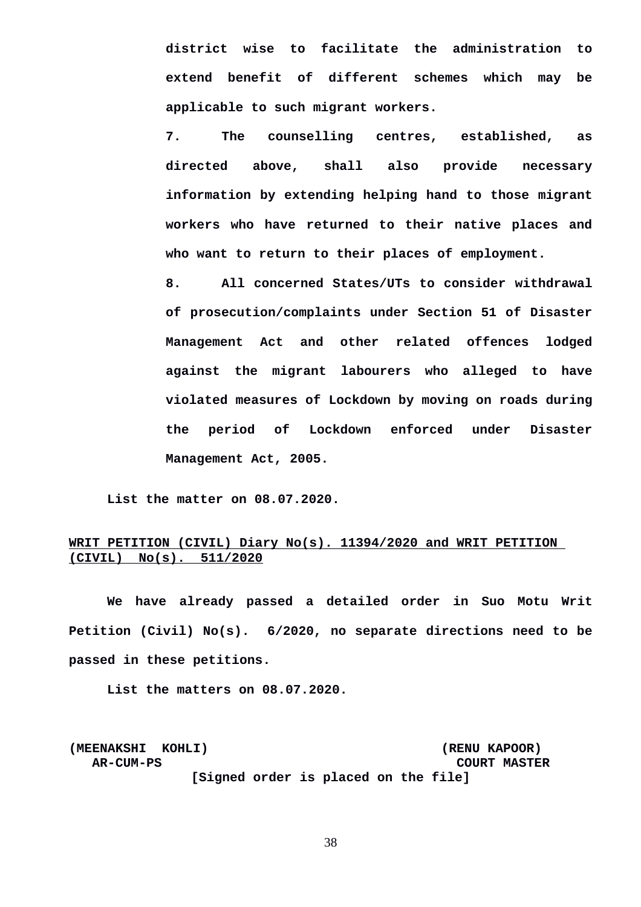**district wise to facilitate the administration to extend benefit of different schemes which may be applicable to such migrant workers.**

**7. The counselling centres, established, as directed above, shall also provide necessary information by extending helping hand to those migrant workers who have returned to their native places and who want to return to their places of employment.**

**8. All concerned States/UTs to consider withdrawal of prosecution/complaints under Section 51 of Disaster Management Act and other related offences lodged against the migrant labourers who alleged to have violated measures of Lockdown by moving on roads during the period of Lockdown enforced under Disaster Management Act, 2005.**

**List the matter on 08.07.2020.**

**WRIT PETITION (CIVIL) Diary No(s). 11394/2020 and WRIT PETITION (CIVIL) No(s). 511/2020**

**We have already passed a detailed order in Suo Motu Writ Petition (Civil) No(s). 6/2020, no separate directions need to be passed in these petitions.**

**List the matters on 08.07.2020.**

**(MEENAKSHI KOHLI)** **(RENU KAPOOR)**
**AR-CUM-PS** **COURT MASTER**

**[Signed order is placed on the file]**